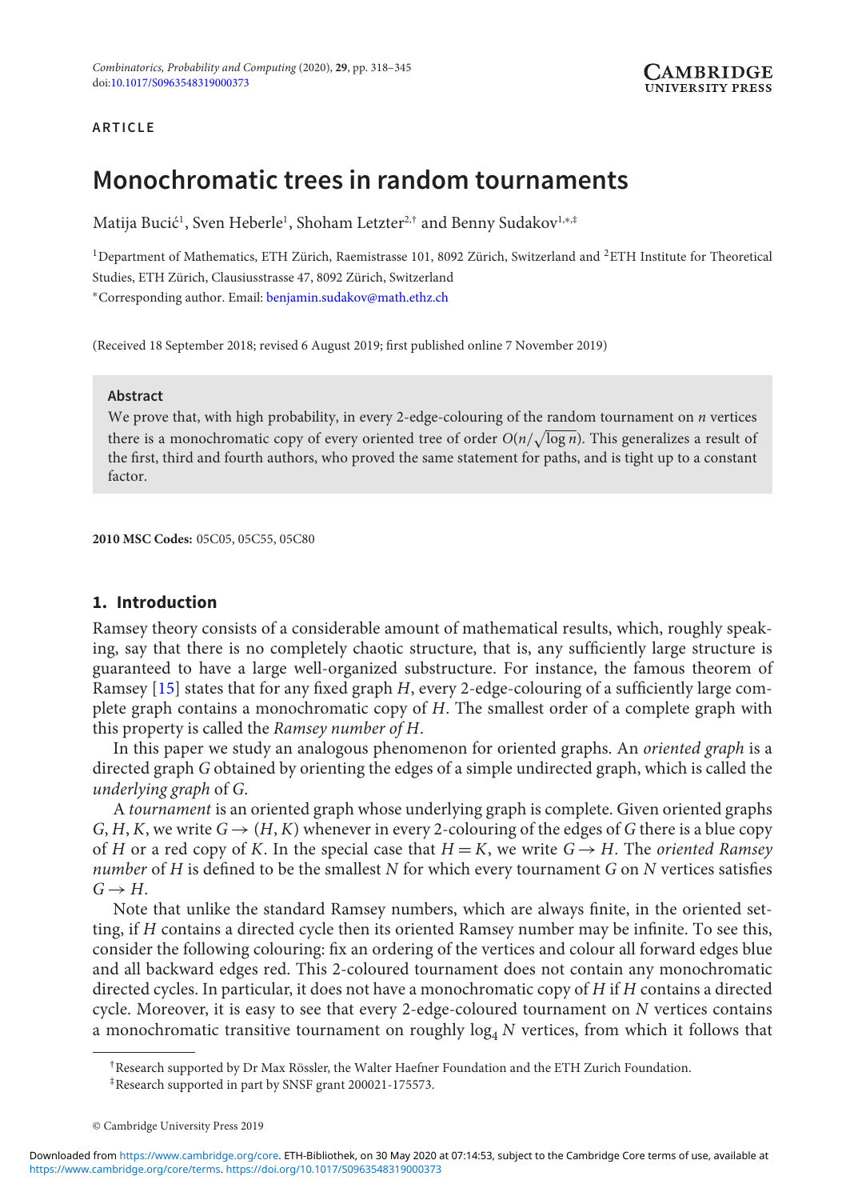ARTICLE

# Monochromatic trees in random tournaments

Matija Bucić[1], Sven Heberle[1], Shoham Letzter[2,†] and Benny Sudakov[1,*,‡]

[1]Department of Mathematics, ETH Zürich, Raemistrasse 101, 8092 Zürich, Switzerland and [2]ETH Institute for Theoretical Studies, ETH Zürich, Clausiusstrasse 47, 8092 Zürich, Switzerland
*Corresponding author. Email: benjamin.sudakov@math.ethz.ch

(Received 18 September 2018; revised 6 August 2019; first published online 7 November 2019)

**Abstract**

We prove that, with high probability, in every 2-edge-colouring of the random tournament on $n$ vertices there is a monochromatic copy of every oriented tree of order $O(n/\sqrt{\log n})$. This generalizes a result of the first, third and fourth authors, who proved the same statement for paths, and is tight up to a constant factor.

**2010 MSC Codes:** 05C05, 05C55, 05C80

## 1. Introduction

Ramsey theory consists of a considerable amount of mathematical results, which, roughly speaking, say that there is no completely chaotic structure, that is, any sufficiently large structure is guaranteed to have a large well-organized substructure. For instance, the famous theorem of Ramsey [15] states that for any fixed graph $H$, every 2-edge-colouring of a sufficiently large complete graph contains a monochromatic copy of $H$. The smallest order of a complete graph with this property is called the *Ramsey number of* $H$.

In this paper we study an analogous phenomenon for oriented graphs. An *oriented graph* is a directed graph $G$ obtained by orienting the edges of a simple undirected graph, which is called the *underlying graph* of $G$.

A *tournament* is an oriented graph whose underlying graph is complete. Given oriented graphs $G, H, K$, we write $G \to (H, K)$ whenever in every 2-colouring of the edges of $G$ there is a blue copy of $H$ or a red copy of $K$. In the special case that $H = K$, we write $G \to H$. The *oriented Ramsey number* of $H$ is defined to be the smallest $N$ for which every tournament $G$ on $N$ vertices satisfies $G \to H$.

Note that unlike the standard Ramsey numbers, which are always finite, in the oriented setting, if $H$ contains a directed cycle then its oriented Ramsey number may be infinite. To see this, consider the following colouring: fix an ordering of the vertices and colour all forward edges blue and all backward edges red. This 2-coloured tournament does not contain any monochromatic directed cycles. In particular, it does not have a monochromatic copy of $H$ if $H$ contains a directed cycle. Moreover, it is easy to see that every 2-edge-coloured tournament on $N$ vertices contains a monochromatic transitive tournament on roughly $\log_4 N$ vertices, from which it follows that

†Research supported by Dr Max Rössler, the Walter Haefner Foundation and the ETH Zurich Foundation.
‡Research supported in part by SNSF grant 200021-175573.

© Cambridge University Press 2019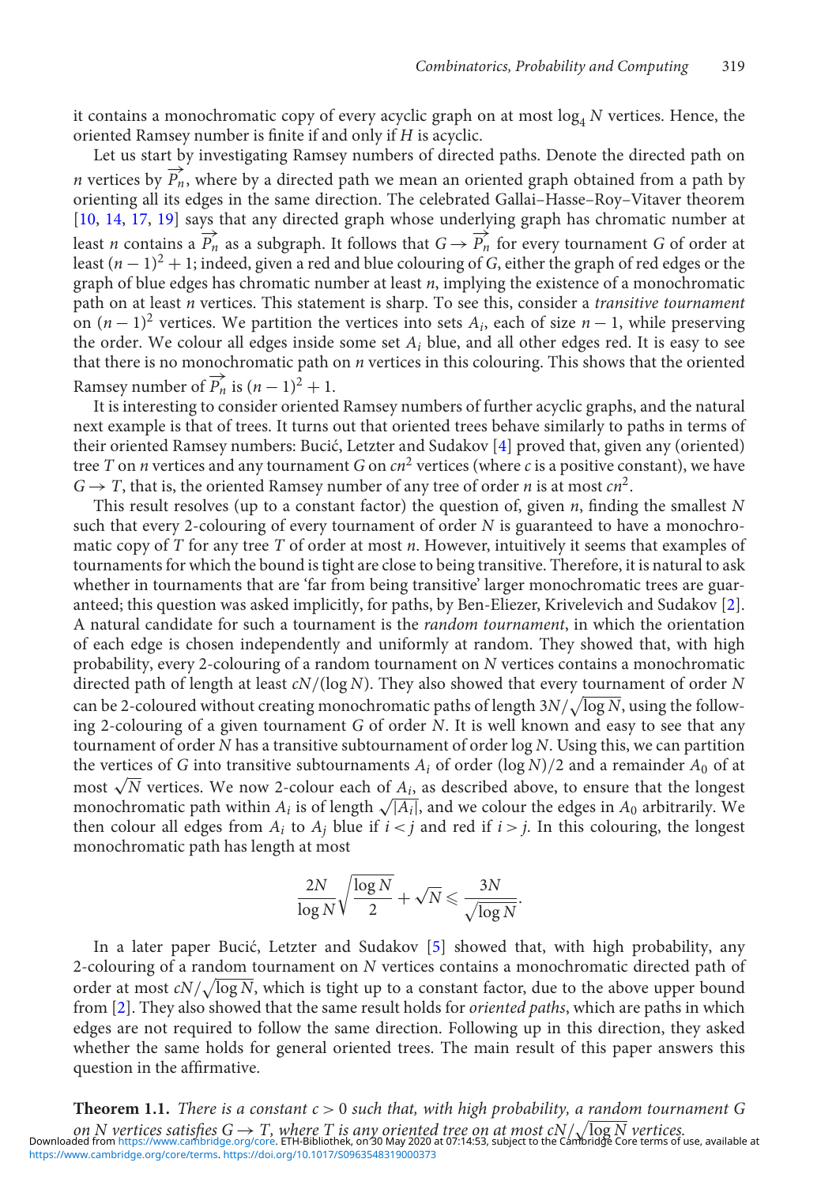it contains a monochromatic copy of every acyclic graph on at most $\log_4 N$ vertices. Hence, the oriented Ramsey number is finite if and only if $H$ is acyclic.

Let us start by investigating Ramsey numbers of directed paths. Denote the directed path on $n$ vertices by $\overrightarrow{P_n}$, where by a directed path we mean an oriented graph obtained from a path by orienting all its edges in the same direction. The celebrated Gallai–Hasse–Roy–Vitaver theorem [10, 14, 17, 19] says that any directed graph whose underlying graph has chromatic number at least $n$ contains a $\overrightarrow{P_n}$ as a subgraph. It follows that $G \to \overrightarrow{P_n}$ for every tournament $G$ of order at least $(n-1)^2 + 1$; indeed, given a red and blue colouring of $G$, either the graph of red edges or the graph of blue edges has chromatic number at least $n$, implying the existence of a monochromatic path on at least $n$ vertices. This statement is sharp. To see this, consider a *transitive tournament* on $(n-1)^2$ vertices. We partition the vertices into sets $A_i$, each of size $n-1$, while preserving the order. We colour all edges inside some set $A_i$ blue, and all other edges red. It is easy to see that there is no monochromatic path on $n$ vertices in this colouring. This shows that the oriented Ramsey number of $\overrightarrow{P_n}$ is $(n-1)^2 + 1$.

It is interesting to consider oriented Ramsey numbers of further acyclic graphs, and the natural next example is that of trees. It turns out that oriented trees behave similarly to paths in terms of their oriented Ramsey numbers: Bucić, Letzter and Sudakov [4] proved that, given any (oriented) tree $T$ on $n$ vertices and any tournament $G$ on $cn^2$ vertices (where $c$ is a positive constant), we have $G \to T$, that is, the oriented Ramsey number of any tree of order $n$ is at most $cn^2$.

This result resolves (up to a constant factor) the question of, given $n$, finding the smallest $N$ such that every 2-colouring of every tournament of order $N$ is guaranteed to have a monochromatic copy of $T$ for any tree $T$ of order at most $n$. However, intuitively it seems that examples of tournaments for which the bound is tight are close to being transitive. Therefore, it is natural to ask whether in tournaments that are 'far from being transitive' larger monochromatic trees are guaranteed; this question was asked implicitly, for paths, by Ben-Eliezer, Krivelevich and Sudakov [2]. A natural candidate for such a tournament is the *random tournament*, in which the orientation of each edge is chosen independently and uniformly at random. They showed that, with high probability, every 2-colouring of a random tournament on $N$ vertices contains a monochromatic directed path of length at least $cN/(\log N)$. They also showed that every tournament of order $N$ can be 2-coloured without creating monochromatic paths of length $3N/\sqrt{\log N}$, using the following 2-colouring of a given tournament $G$ of order $N$. It is well known and easy to see that any tournament of order $N$ has a transitive subtournament of order $\log N$. Using this, we can partition the vertices of $G$ into transitive subtournaments $A_i$ of order $(\log N)/2$ and a remainder $A_0$ of at most $\sqrt{N}$ vertices. We now 2-colour each of $A_i$, as described above, to ensure that the longest monochromatic path within $A_i$ is of length $\sqrt{|A_i|}$, and we colour the edges in $A_0$ arbitrarily. We then colour all edges from $A_i$ to $A_j$ blue if $i < j$ and red if $i > j$. In this colouring, the longest monochromatic path has length at most

$$\frac{2N}{\log N}\sqrt{\frac{\log N}{2}} + \sqrt{N} \leqslant \frac{3N}{\sqrt{\log N}}.$$

In a later paper Bucić, Letzter and Sudakov [5] showed that, with high probability, any 2-colouring of a random tournament on $N$ vertices contains a monochromatic directed path of order at most $cN/\sqrt{\log N}$, which is tight up to a constant factor, due to the above upper bound from [2]. They also showed that the same result holds for *oriented paths*, which are paths in which edges are not required to follow the same direction. Following up in this direction, they asked whether the same holds for general oriented trees. The main result of this paper answers this question in the affirmative.

**Theorem 1.1.** *There is a constant $c > 0$ such that, with high probability, a random tournament $G$ on $N$ vertices satisfies $G \to T$, where $T$ is any oriented tree on at most $cN/\sqrt{\log N}$ vertices.*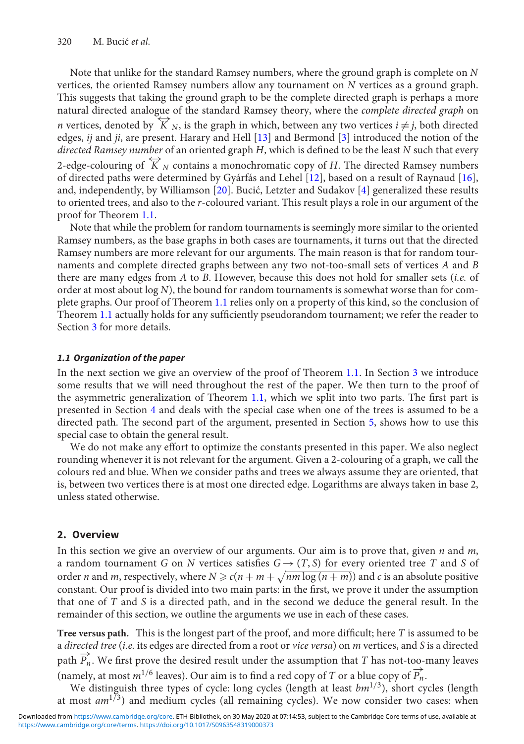Note that unlike for the standard Ramsey numbers, where the ground graph is complete on $N$ vertices, the oriented Ramsey numbers allow any tournament on $N$ vertices as a ground graph. This suggests that taking the ground graph to be the complete directed graph is perhaps a more natural directed analogue of the standard Ramsey theory, where the *complete directed graph* on $n$ vertices, denoted by $\overleftrightarrow{K}_N$, is the graph in which, between any two vertices $i \neq j$, both directed edges, $ij$ and $ji$, are present. Harary and Hell [13] and Bermond [3] introduced the notion of the *directed Ramsey number* of an oriented graph $H$, which is defined to be the least $N$ such that every 2-edge-colouring of $\overleftrightarrow{K}_N$ contains a monochromatic copy of $H$. The directed Ramsey numbers of directed paths were determined by Gyárfás and Lehel [12], based on a result of Raynaud [16], and, independently, by Williamson [20]. Bucić, Letzter and Sudakov [4] generalized these results to oriented trees, and also to the $r$-coloured variant. This result plays a role in our argument of the proof for Theorem 1.1.

Note that while the problem for random tournaments is seemingly more similar to the oriented Ramsey numbers, as the base graphs in both cases are tournaments, it turns out that the directed Ramsey numbers are more relevant for our arguments. The main reason is that for random tournaments and complete directed graphs between any two not-too-small sets of vertices $A$ and $B$ there are many edges from $A$ to $B$. However, because this does not hold for smaller sets (*i.e.* of order at most about $\log N$), the bound for random tournaments is somewhat worse than for complete graphs. Our proof of Theorem 1.1 relies only on a property of this kind, so the conclusion of Theorem 1.1 actually holds for any sufficiently pseudorandom tournament; we refer the reader to Section 3 for more details.

### 1.1 Organization of the paper

In the next section we give an overview of the proof of Theorem 1.1. In Section 3 we introduce some results that we will need throughout the rest of the paper. We then turn to the proof of the asymmetric generalization of Theorem 1.1, which we split into two parts. The first part is presented in Section 4 and deals with the special case when one of the trees is assumed to be a directed path. The second part of the argument, presented in Section 5, shows how to use this special case to obtain the general result.

We do not make any effort to optimize the constants presented in this paper. We also neglect rounding whenever it is not relevant for the argument. Given a 2-colouring of a graph, we call the colours red and blue. When we consider paths and trees we always assume they are oriented, that is, between two vertices there is at most one directed edge. Logarithms are always taken in base 2, unless stated otherwise.

## 2. Overview

In this section we give an overview of our arguments. Our aim is to prove that, given $n$ and $m$, a random tournament $G$ on $N$ vertices satisfies $G \rightarrow (T, S)$ for every oriented tree $T$ and $S$ of order $n$ and $m$, respectively, where $N \geqslant c(n + m + \sqrt{nm} \log(n + m))$ and $c$ is an absolute positive constant. Our proof is divided into two main parts: in the first, we prove it under the assumption that one of $T$ and $S$ is a directed path, and in the second we deduce the general result. In the remainder of this section, we outline the arguments we use in each of these cases.

**Tree versus path.** This is the longest part of the proof, and more difficult; here $T$ is assumed to be a *directed tree* (*i.e.* its edges are directed from a root or *vice versa*) on $m$ vertices, and $S$ is a directed path $\overrightarrow{P}_n$. We first prove the desired result under the assumption that $T$ has not-too-many leaves (namely, at most $m^{1/6}$ leaves). Our aim is to find a red copy of $T$ or a blue copy of $\overrightarrow{P}_n$.

We distinguish three types of cycle: long cycles (length at least $bm^{1/3}$), short cycles (length at most $am^{1/3}$) and medium cycles (all remaining cycles). We now consider two cases: when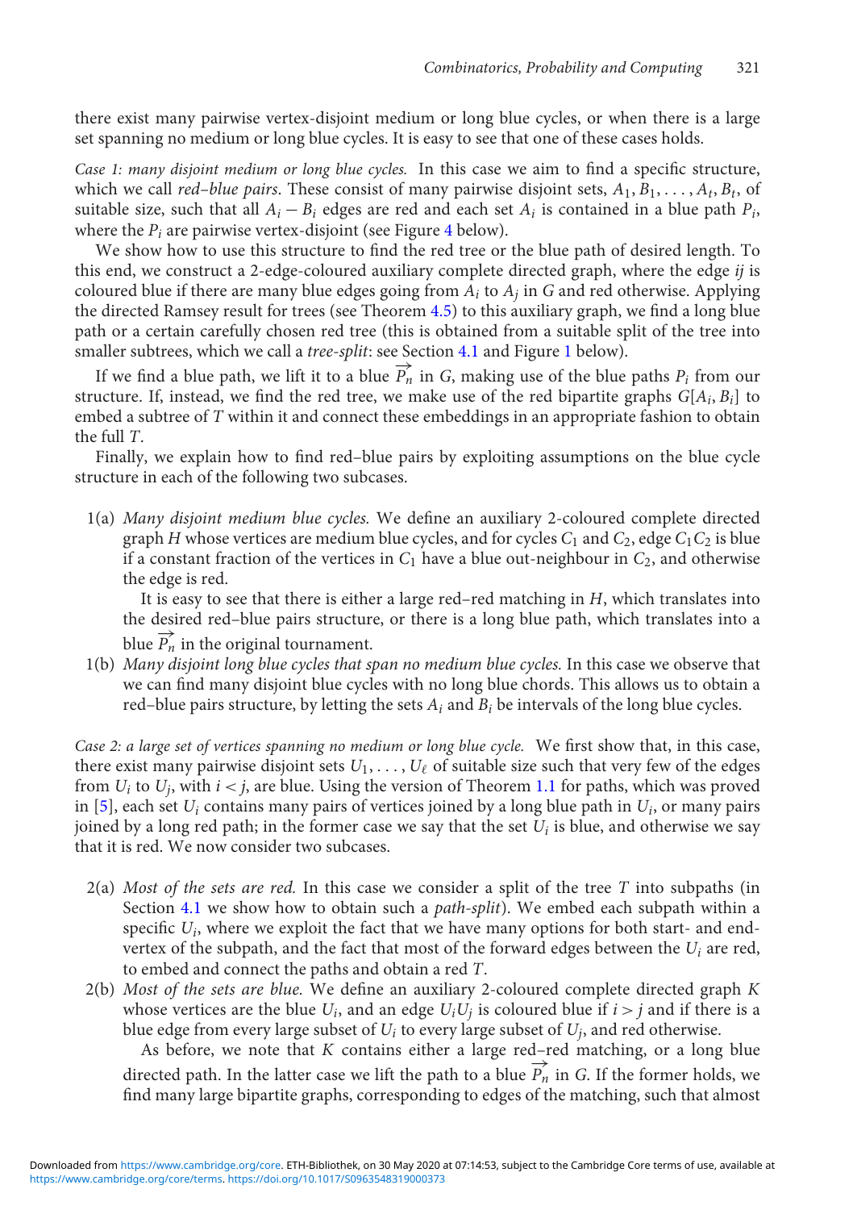there exist many pairwise vertex-disjoint medium or long blue cycles, or when there is a large set spanning no medium or long blue cycles. It is easy to see that one of these cases holds.

*Case 1: many disjoint medium or long blue cycles.* In this case we aim to find a specific structure, which we call *red–blue pairs*. These consist of many pairwise disjoint sets, $A_1, B_1, \ldots, A_t, B_t$, of suitable size, such that all $A_i - B_i$ edges are red and each set $A_i$ is contained in a blue path $P_i$, where the $P_i$ are pairwise vertex-disjoint (see Figure 4 below).

We show how to use this structure to find the red tree or the blue path of desired length. To this end, we construct a 2-edge-coloured auxiliary complete directed graph, where the edge $ij$ is coloured blue if there are many blue edges going from $A_i$ to $A_j$ in $G$ and red otherwise. Applying the directed Ramsey result for trees (see Theorem 4.5) to this auxiliary graph, we find a long blue path or a certain carefully chosen red tree (this is obtained from a suitable split of the tree into smaller subtrees, which we call a *tree-split*: see Section 4.1 and Figure 1 below).

If we find a blue path, we lift it to a blue $\overrightarrow{P_n}$ in $G$, making use of the blue paths $P_i$ from our structure. If, instead, we find the red tree, we make use of the red bipartite graphs $G[A_i, B_i]$ to embed a subtree of $T$ within it and connect these embeddings in an appropriate fashion to obtain the full $T$.

Finally, we explain how to find red–blue pairs by exploiting assumptions on the blue cycle structure in each of the following two subcases.

1(a) *Many disjoint medium blue cycles.* We define an auxiliary 2-coloured complete directed graph $H$ whose vertices are medium blue cycles, and for cycles $C_1$ and $C_2$, edge $C_1C_2$ is blue if a constant fraction of the vertices in $C_1$ have a blue out-neighbour in $C_2$, and otherwise the edge is red.

It is easy to see that there is either a large red–red matching in $H$, which translates into the desired red–blue pairs structure, or there is a long blue path, which translates into a blue $\overrightarrow{P_n}$ in the original tournament.

1(b) *Many disjoint long blue cycles that span no medium blue cycles.* In this case we observe that we can find many disjoint blue cycles with no long blue chords. This allows us to obtain a red–blue pairs structure, by letting the sets $A_i$ and $B_i$ be intervals of the long blue cycles.

*Case 2: a large set of vertices spanning no medium or long blue cycle.* We first show that, in this case, there exist many pairwise disjoint sets $U_1, \ldots, U_\ell$ of suitable size such that very few of the edges from $U_i$ to $U_j$, with $i < j$, are blue. Using the version of Theorem 1.1 for paths, which was proved in [5], each set $U_i$ contains many pairs of vertices joined by a long blue path in $U_i$, or many pairs joined by a long red path; in the former case we say that the set $U_i$ is blue, and otherwise we say that it is red. We now consider two subcases.

2(a) *Most of the sets are red.* In this case we consider a split of the tree $T$ into subpaths (in Section 4.1 we show how to obtain such a *path-split*). We embed each subpath within a specific $U_i$, where we exploit the fact that we have many options for both start- and end-vertex of the subpath, and the fact that most of the forward edges between the $U_i$ are red, to embed and connect the paths and obtain a red $T$.

2(b) *Most of the sets are blue.* We define an auxiliary 2-coloured complete directed graph $K$ whose vertices are the blue $U_i$, and an edge $U_iU_j$ is coloured blue if $i > j$ and if there is a blue edge from every large subset of $U_i$ to every large subset of $U_j$, and red otherwise.

As before, we note that $K$ contains either a large red–red matching, or a long blue directed path. In the latter case we lift the path to a blue $\overrightarrow{P_n}$ in $G$. If the former holds, we find many large bipartite graphs, corresponding to edges of the matching, such that almost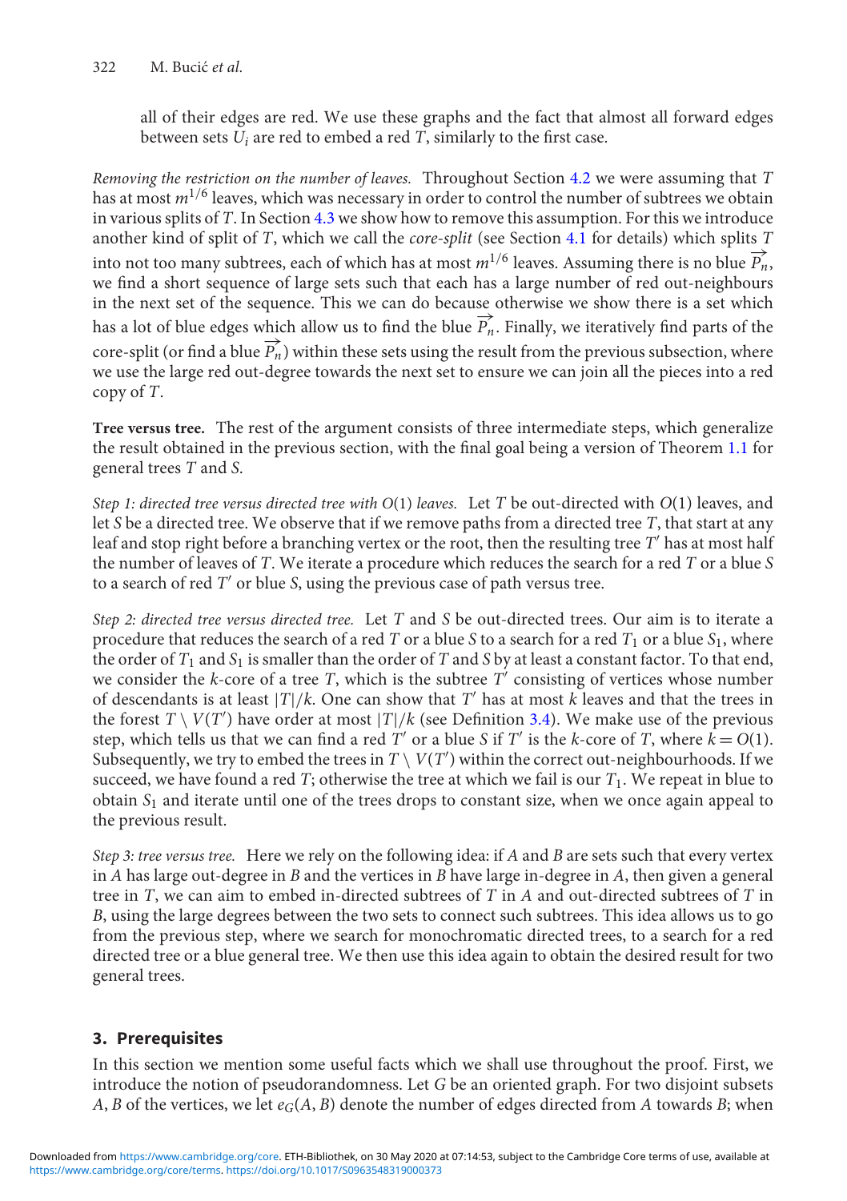all of their edges are red. We use these graphs and the fact that almost all forward edges between sets $U_i$ are red to embed a red $T$, similarly to the first case.

*Removing the restriction on the number of leaves.* Throughout Section 4.2 we were assuming that $T$ has at most $m^{1/6}$ leaves, which was necessary in order to control the number of subtrees we obtain in various splits of $T$. In Section 4.3 we show how to remove this assumption. For this we introduce another kind of split of $T$, which we call the *core-split* (see Section 4.1 for details) which splits $T$ into not too many subtrees, each of which has at most $m^{1/6}$ leaves. Assuming there is no blue $\overrightarrow{P_n}$, we find a short sequence of large sets such that each has a large number of red out-neighbours in the next set of the sequence. This we can do because otherwise we show there is a set which has a lot of blue edges which allow us to find the blue $\overrightarrow{P_n}$. Finally, we iteratively find parts of the core-split (or find a blue $\overrightarrow{P_n}$) within these sets using the result from the previous subsection, where we use the large red out-degree towards the next set to ensure we can join all the pieces into a red copy of $T$.

**Tree versus tree.** The rest of the argument consists of three intermediate steps, which generalize the result obtained in the previous section, with the final goal being a version of Theorem 1.1 for general trees $T$ and $S$.

*Step 1: directed tree versus directed tree with $O(1)$ leaves.* Let $T$ be out-directed with $O(1)$ leaves, and let $S$ be a directed tree. We observe that if we remove paths from a directed tree $T$, that start at any leaf and stop right before a branching vertex or the root, then the resulting tree $T'$ has at most half the number of leaves of $T$. We iterate a procedure which reduces the search for a red $T$ or a blue $S$ to a search of red $T'$ or blue $S$, using the previous case of path versus tree.

*Step 2: directed tree versus directed tree.* Let $T$ and $S$ be out-directed trees. Our aim is to iterate a procedure that reduces the search of a red $T$ or a blue $S$ to a search for a red $T_1$ or a blue $S_1$, where the order of $T_1$ and $S_1$ is smaller than the order of $T$ and $S$ by at least a constant factor. To that end, we consider the $k$-core of a tree $T$, which is the subtree $T'$ consisting of vertices whose number of descendants is at least $|T|/k$. One can show that $T'$ has at most $k$ leaves and that the trees in the forest $T \setminus V(T')$ have order at most $|T|/k$ (see Definition 3.4). We make use of the previous step, which tells us that we can find a red $T'$ or a blue $S$ if $T'$ is the $k$-core of $T$, where $k = O(1)$. Subsequently, we try to embed the trees in $T \setminus V(T')$ within the correct out-neighbourhoods. If we succeed, we have found a red $T$; otherwise the tree at which we fail is our $T_1$. We repeat in blue to obtain $S_1$ and iterate until one of the trees drops to constant size, when we once again appeal to the previous result.

*Step 3: tree versus tree.* Here we rely on the following idea: if $A$ and $B$ are sets such that every vertex in $A$ has large out-degree in $B$ and the vertices in $B$ have large in-degree in $A$, then given a general tree in $T$, we can aim to embed in-directed subtrees of $T$ in $A$ and out-directed subtrees of $T$ in $B$, using the large degrees between the two sets to connect such subtrees. This idea allows us to go from the previous step, where we search for monochromatic directed trees, to a search for a red directed tree or a blue general tree. We then use this idea again to obtain the desired result for two general trees.

## 3. Prerequisites

In this section we mention some useful facts which we shall use throughout the proof. First, we introduce the notion of pseudorandomness. Let $G$ be an oriented graph. For two disjoint subsets $A$, $B$ of the vertices, we let $e_G(A, B)$ denote the number of edges directed from $A$ towards $B$; when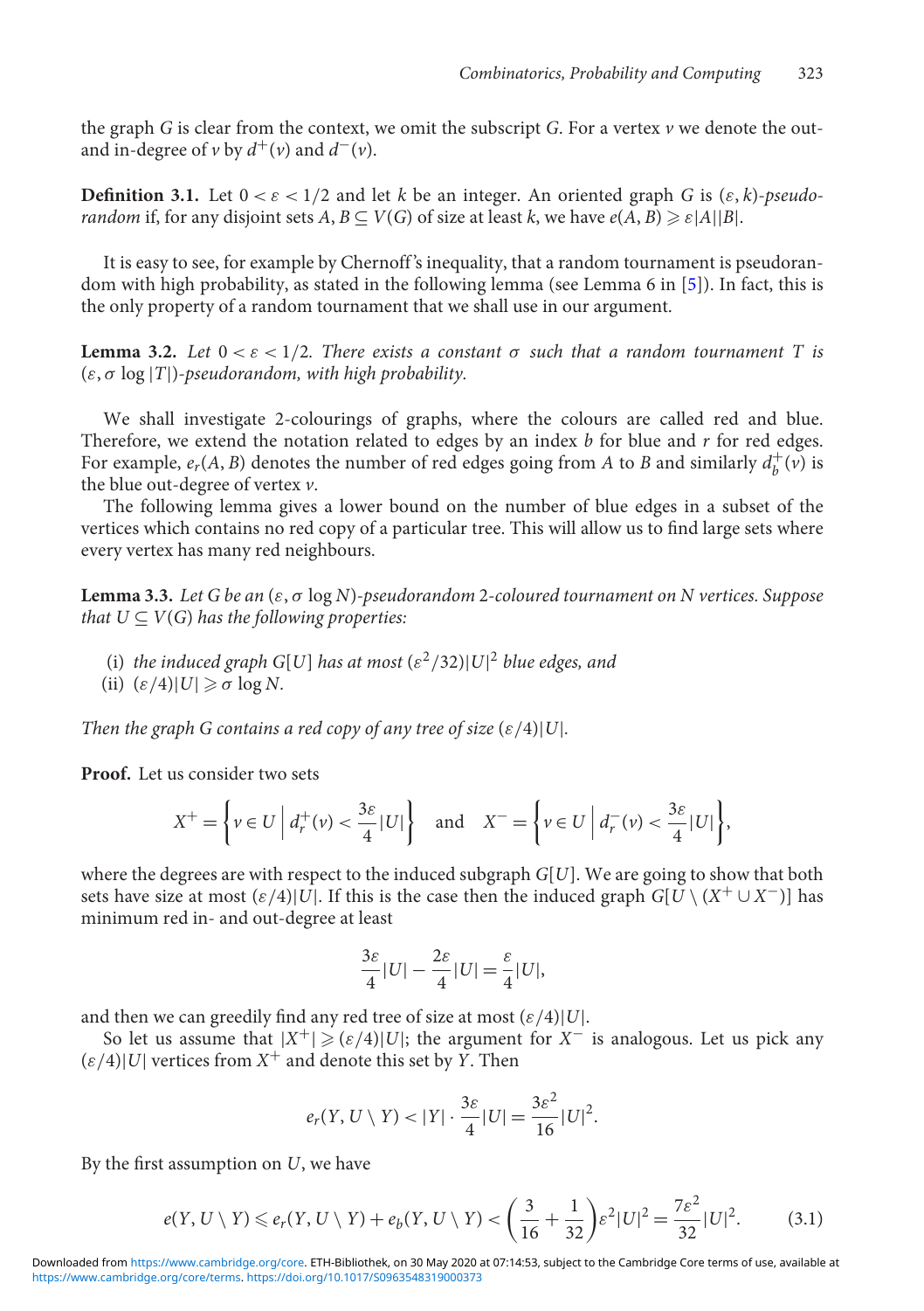the graph $G$ is clear from the context, we omit the subscript $G$. For a vertex $v$ we denote the out- and in-degree of $v$ by $d^+(v)$ and $d^-(v)$.

**Definition 3.1.** Let $0 < \varepsilon < 1/2$ and let $k$ be an integer. An oriented graph $G$ is *$(\varepsilon, k)$-pseudorandom* if, for any disjoint sets $A, B \subseteq V(G)$ of size at least $k$, we have $e(A, B) \geqslant \varepsilon |A||B|$.

It is easy to see, for example by Chernoff's inequality, that a random tournament is pseudorandom with high probability, as stated in the following lemma (see Lemma 6 in [5]). In fact, this is the only property of a random tournament that we shall use in our argument.

**Lemma 3.2.** *Let $0 < \varepsilon < 1/2$. There exists a constant $\sigma$ such that a random tournament $T$ is $(\varepsilon, \sigma \log |T|)$-pseudorandom, with high probability.*

We shall investigate 2-colourings of graphs, where the colours are called red and blue. Therefore, we extend the notation related to edges by an index $b$ for blue and $r$ for red edges. For example, $e_r(A, B)$ denotes the number of red edges going from $A$ to $B$ and similarly $d_b^+(v)$ is the blue out-degree of vertex $v$.

The following lemma gives a lower bound on the number of blue edges in a subset of the vertices which contains no red copy of a particular tree. This will allow us to find large sets where every vertex has many red neighbours.

**Lemma 3.3.** *Let $G$ be an $(\varepsilon, \sigma \log N)$-pseudorandom 2-coloured tournament on $N$ vertices. Suppose that $U \subseteq V(G)$ has the following properties:*

(i) *the induced graph $G[U]$ has at most $(\varepsilon^2/32)|U|^2$ blue edges, and*
(ii) $(\varepsilon/4)|U| \geqslant \sigma \log N$.

*Then the graph $G$ contains a red copy of any tree of size $(\varepsilon/4)|U|$.*

**Proof.** Let us consider two sets

$$X^+ = \left\{ v \in U \,\middle|\, d_r^+(v) < \frac{3\varepsilon}{4}|U| \right\} \quad \text{and} \quad X^- = \left\{ v \in U \,\middle|\, d_r^-(v) < \frac{3\varepsilon}{4}|U| \right\},$$

where the degrees are with respect to the induced subgraph $G[U]$. We are going to show that both sets have size at most $(\varepsilon/4)|U|$. If this is the case then the induced graph $G[U \setminus (X^+ \cup X^-)]$ has minimum red in- and out-degree at least

$$\frac{3\varepsilon}{4}|U| - \frac{2\varepsilon}{4}|U| = \frac{\varepsilon}{4}|U|,$$

and then we can greedily find any red tree of size at most $(\varepsilon/4)|U|$.

So let us assume that $|X^+| \geqslant (\varepsilon/4)|U|$; the argument for $X^-$ is analogous. Let us pick any $(\varepsilon/4)|U|$ vertices from $X^+$ and denote this set by $Y$. Then

$$e_r(Y, U \setminus Y) < |Y| \cdot \frac{3\varepsilon}{4}|U| = \frac{3\varepsilon^2}{16}|U|^2.$$

By the first assumption on $U$, we have

$$e(Y, U \setminus Y) \leqslant e_r(Y, U \setminus Y) + e_b(Y, U \setminus Y) < \left(\frac{3}{16} + \frac{1}{32}\right)\varepsilon^2 |U|^2 = \frac{7\varepsilon^2}{32}|U|^2. \tag{3.1}$$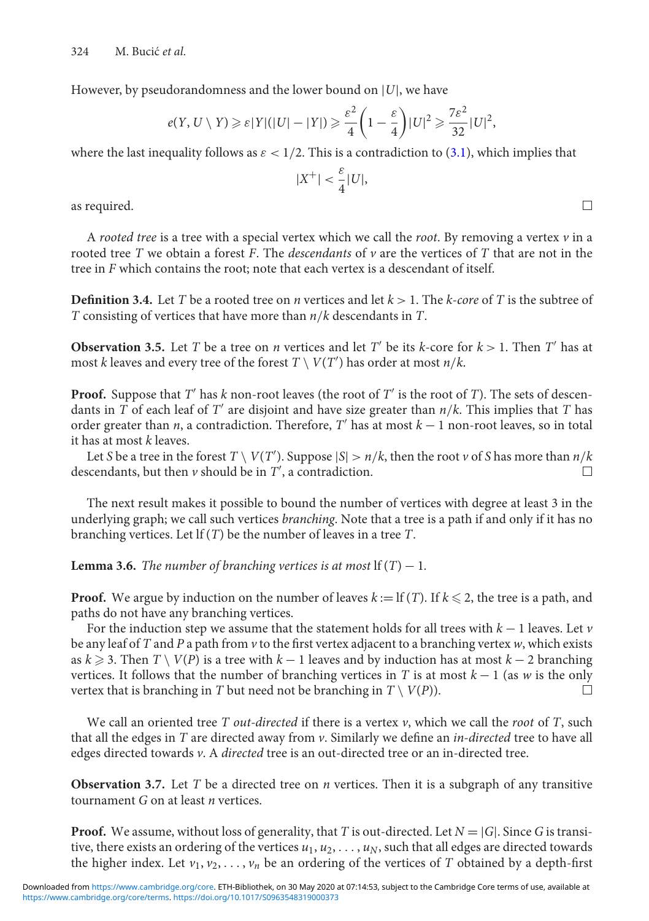However, by pseudorandomness and the lower bound on $|U|$, we have

$$e(Y, U \setminus Y) \geqslant \varepsilon |Y|(|U| - |Y|) \geqslant \frac{\varepsilon^2}{4}\left(1 - \frac{\varepsilon}{4}\right)|U|^2 \geqslant \frac{7\varepsilon^2}{32}|U|^2,$$

where the last inequality follows as $\varepsilon < 1/2$. This is a contradiction to (3.1), which implies that

$$|X^+| < \frac{\varepsilon}{4}|U|,$$

as required. □

A *rooted tree* is a tree with a special vertex which we call the *root*. By removing a vertex $v$ in a rooted tree $T$ we obtain a forest $F$. The *descendants* of $v$ are the vertices of $T$ that are not in the tree in $F$ which contains the root; note that each vertex is a descendant of itself.

**Definition 3.4.** Let $T$ be a rooted tree on $n$ vertices and let $k > 1$. The *$k$-core* of $T$ is the subtree of $T$ consisting of vertices that have more than $n/k$ descendants in $T$.

**Observation 3.5.** Let $T$ be a tree on $n$ vertices and let $T'$ be its $k$-core for $k > 1$. Then $T'$ has at most $k$ leaves and every tree of the forest $T \setminus V(T')$ has order at most $n/k$.

**Proof.** Suppose that $T'$ has $k$ non-root leaves (the root of $T'$ is the root of $T$). The sets of descendants in $T$ of each leaf of $T'$ are disjoint and have size greater than $n/k$. This implies that $T$ has order greater than $n$, a contradiction. Therefore, $T'$ has at most $k - 1$ non-root leaves, so in total it has at most $k$ leaves.

Let $S$ be a tree in the forest $T \setminus V(T')$. Suppose $|S| > n/k$, then the root $v$ of $S$ has more than $n/k$ descendants, but then $v$ should be in $T'$, a contradiction. □

The next result makes it possible to bound the number of vertices with degree at least 3 in the underlying graph; we call such vertices *branching*. Note that a tree is a path if and only if it has no branching vertices. Let $\mathrm{lf}(T)$ be the number of leaves in a tree $T$.

**Lemma 3.6.** *The number of branching vertices is at most* $\mathrm{lf}(T) - 1$.

**Proof.** We argue by induction on the number of leaves $k := \mathrm{lf}(T)$. If $k \leqslant 2$, the tree is a path, and paths do not have any branching vertices.

For the induction step we assume that the statement holds for all trees with $k - 1$ leaves. Let $v$ be any leaf of $T$ and $P$ a path from $v$ to the first vertex adjacent to a branching vertex $w$, which exists as $k \geqslant 3$. Then $T \setminus V(P)$ is a tree with $k - 1$ leaves and by induction has at most $k - 2$ branching vertices. It follows that the number of branching vertices in $T$ is at most $k - 1$ (as $w$ is the only vertex that is branching in $T$ but need not be branching in $T \setminus V(P)$). □

We call an oriented tree $T$ *out-directed* if there is a vertex $v$, which we call the *root* of $T$, such that all the edges in $T$ are directed away from $v$. Similarly we define an *in-directed* tree to have all edges directed towards $v$. A *directed* tree is an out-directed tree or an in-directed tree.

**Observation 3.7.** Let $T$ be a directed tree on $n$ vertices. Then it is a subgraph of any transitive tournament $G$ on at least $n$ vertices.

**Proof.** We assume, without loss of generality, that $T$ is out-directed. Let $N = |G|$. Since $G$ is transitive, there exists an ordering of the vertices $u_1, u_2, \ldots, u_N$, such that all edges are directed towards the higher index. Let $v_1, v_2, \ldots, v_n$ be an ordering of the vertices of $T$ obtained by a depth-first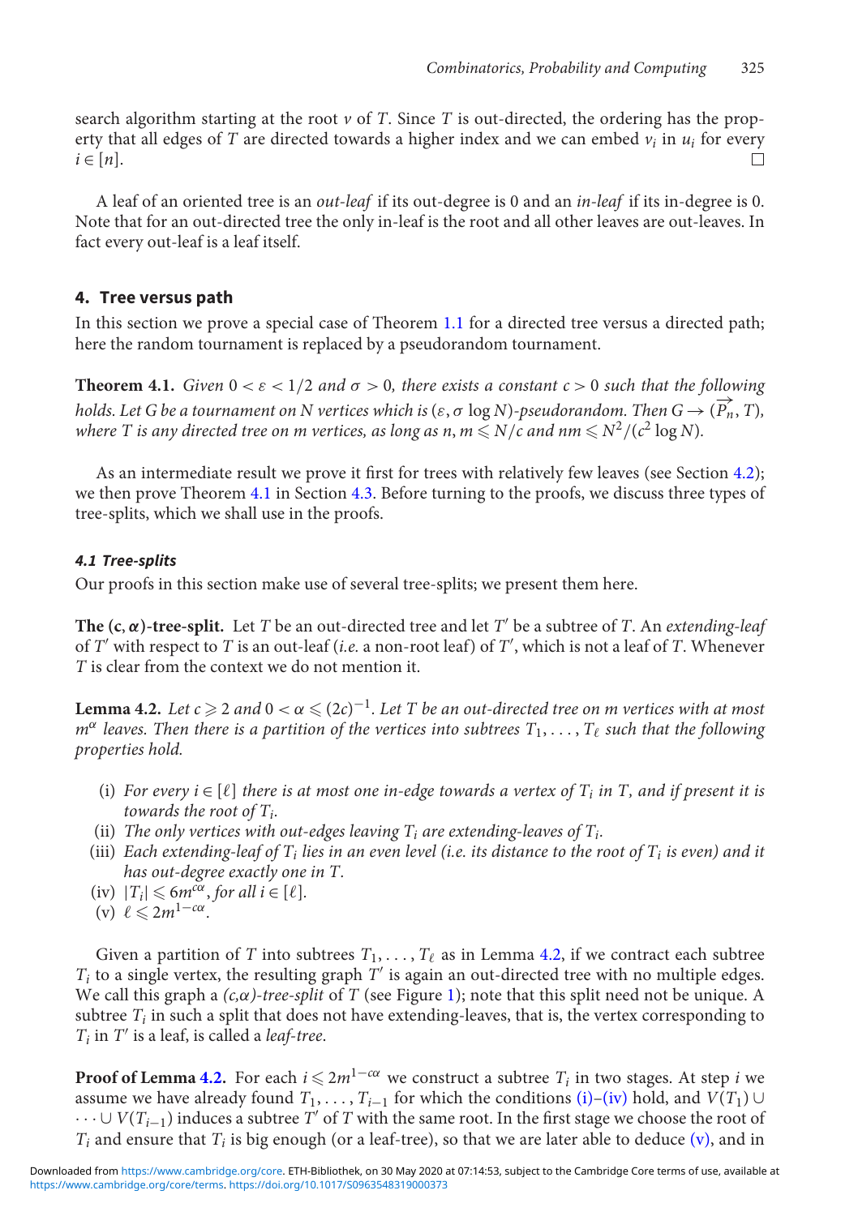search algorithm starting at the root $v$ of $T$. Since $T$ is out-directed, the ordering has the property that all edges of $T$ are directed towards a higher index and we can embed $v_i$ in $u_i$ for every $i \in [n]$. □

A leaf of an oriented tree is an *out-leaf* if its out-degree is 0 and an *in-leaf* if its in-degree is 0. Note that for an out-directed tree the only in-leaf is the root and all other leaves are out-leaves. In fact every out-leaf is a leaf itself.

## 4. Tree versus path

In this section we prove a special case of Theorem 1.1 for a directed tree versus a directed path; here the random tournament is replaced by a pseudorandom tournament.

**Theorem 4.1.** *Given $0 < \varepsilon < 1/2$ and $\sigma > 0$, there exists a constant $c > 0$ such that the following holds. Let $G$ be a tournament on $N$ vertices which is $(\varepsilon, \sigma \log N)$-pseudorandom. Then $G \to (\overrightarrow{P_n}, T)$, where $T$ is any directed tree on $m$ vertices, as long as $n, m \leqslant N/c$ and $nm \leqslant N^2/(c^2 \log N)$.*

As an intermediate result we prove it first for trees with relatively few leaves (see Section 4.2); we then prove Theorem 4.1 in Section 4.3. Before turning to the proofs, we discuss three types of tree-splits, which we shall use in the proofs.

### 4.1 Tree-splits

Our proofs in this section make use of several tree-splits; we present them here.

**The (c, α)-tree-split.** Let $T$ be an out-directed tree and let $T'$ be a subtree of $T$. An *extending-leaf* of $T'$ with respect to $T$ is an out-leaf (*i.e.* a non-root leaf) of $T'$, which is not a leaf of $T$. Whenever $T$ is clear from the context we do not mention it.

**Lemma 4.2.** *Let $c \geqslant 2$ and $0 < \alpha \leqslant (2c)^{-1}$. Let $T$ be an out-directed tree on $m$ vertices with at most $m^{\alpha}$ leaves. Then there is a partition of the vertices into subtrees $T_1, \ldots, T_\ell$ such that the following properties hold.*

- (i) *For every $i \in [\ell]$ there is at most one in-edge towards a vertex of $T_i$ in $T$, and if present it is towards the root of $T_i$.*
- (ii) *The only vertices with out-edges leaving $T_i$ are extending-leaves of $T_i$.*
- (iii) *Each extending-leaf of $T_i$ lies in an even level (i.e. its distance to the root of $T_i$ is even) and it has out-degree exactly one in $T$.*
- (iv) *$|T_i| \leqslant 6m^{c\alpha}$, for all $i \in [\ell]$.*
- (v) *$\ell \leqslant 2m^{1-c\alpha}$.*

Given a partition of $T$ into subtrees $T_1, \ldots, T_\ell$ as in Lemma 4.2, if we contract each subtree $T_i$ to a single vertex, the resulting graph $T'$ is again an out-directed tree with no multiple edges. We call this graph a *(c,α)-tree-split* of $T$ (see Figure 1); note that this split need not be unique. A subtree $T_i$ in such a split that does not have extending-leaves, that is, the vertex corresponding to $T_i$ in $T'$ is a leaf, is called a *leaf-tree*.

**Proof of Lemma 4.2.** For each $i \leqslant 2m^{1-c\alpha}$ we construct a subtree $T_i$ in two stages. At step $i$ we assume we have already found $T_1, \ldots, T_{i-1}$ for which the conditions (i)–(iv) hold, and $V(T_1) \cup \cdots \cup V(T_{i-1})$ induces a subtree $T'$ of $T$ with the same root. In the first stage we choose the root of $T_i$ and ensure that $T_i$ is big enough (or a leaf-tree), so that we are later able to deduce (v), and in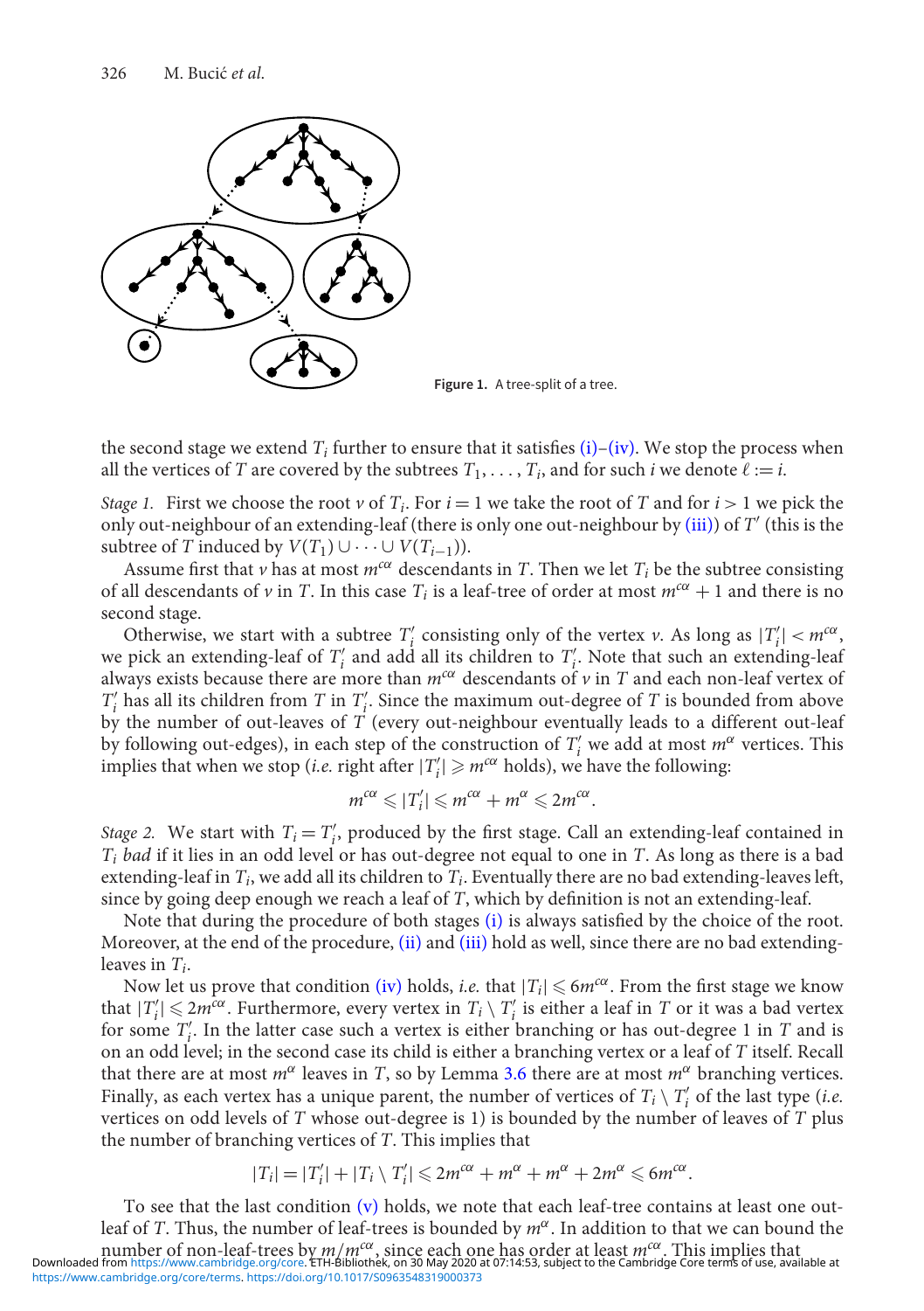**Figure 1.** A tree-split of a tree.

the second stage we extend $T_i$ further to ensure that it satisfies (i)–(iv). We stop the process when all the vertices of $T$ are covered by the subtrees $T_1, \dots, T_i$, and for such $i$ we denote $\ell := i$.

*Stage 1.* First we choose the root $v$ of $T_i$. For $i = 1$ we take the root of $T$ and for $i > 1$ we pick the only out-neighbour of an extending-leaf (there is only one out-neighbour by (iii)) of $T'$ (this is the subtree of $T$ induced by $V(T_1) \cup \cdots \cup V(T_{i-1})$).

Assume first that $v$ has at most $m^{c\alpha}$ descendants in $T$. Then we let $T_i$ be the subtree consisting of all descendants of $v$ in $T$. In this case $T_i$ is a leaf-tree of order at most $m^{c\alpha} + 1$ and there is no second stage.

Otherwise, we start with a subtree $T_i'$ consisting only of the vertex $v$. As long as $|T_i'| < m^{c\alpha}$, we pick an extending-leaf of $T_i'$ and add all its children to $T_i'$. Note that such an extending-leaf always exists because there are more than $m^{c\alpha}$ descendants of $v$ in $T$ and each non-leaf vertex of $T_i'$ has all its children from $T$ in $T_i'$. Since the maximum out-degree of $T$ is bounded from above by the number of out-leaves of $T$ (every out-neighbour eventually leads to a different out-leaf by following out-edges), in each step of the construction of $T_i'$ we add at most $m^{\alpha}$ vertices. This implies that when we stop (*i.e.* right after $|T_i'| \geqslant m^{c\alpha}$ holds), we have the following:

$$m^{c\alpha} \leqslant |T_i'| \leqslant m^{c\alpha} + m^{\alpha} \leqslant 2m^{c\alpha}.$$

*Stage 2.* We start with $T_i = T_i'$, produced by the first stage. Call an extending-leaf contained in $T_i$ *bad* if it lies in an odd level or has out-degree not equal to one in $T$. As long as there is a bad extending-leaf in $T_i$, we add all its children to $T_i$. Eventually there are no bad extending-leaves left, since by going deep enough we reach a leaf of $T$, which by definition is not an extending-leaf.

Note that during the procedure of both stages (i) is always satisfied by the choice of the root. Moreover, at the end of the procedure, (ii) and (iii) hold as well, since there are no bad extending-leaves in $T_i$.

Now let us prove that condition (iv) holds, *i.e.* that $|T_i| \leqslant 6m^{c\alpha}$. From the first stage we know that $|T_i'| \leqslant 2m^{c\alpha}$. Furthermore, every vertex in $T_i \setminus T_i'$ is either a leaf in $T$ or it was a bad vertex for some $T_i'$. In the latter case such a vertex is either branching or has out-degree 1 in $T$ and is on an odd level; in the second case its child is either a branching vertex or a leaf of $T$ itself. Recall that there are at most $m^{\alpha}$ leaves in $T$, so by Lemma 3.6 there are at most $m^{\alpha}$ branching vertices. Finally, as each vertex has a unique parent, the number of vertices of $T_i \setminus T_i'$ of the last type (*i.e.* vertices on odd levels of $T$ whose out-degree is 1) is bounded by the number of leaves of $T$ plus the number of branching vertices of $T$. This implies that

$$|T_i| = |T_i'| + |T_i \setminus T_i'| \leqslant 2m^{c\alpha} + m^{\alpha} + m^{\alpha} + 2m^{\alpha} \leqslant 6m^{c\alpha}.$$

To see that the last condition (v) holds, we note that each leaf-tree contains at least one out-leaf of $T$. Thus, the number of leaf-trees is bounded by $m^{\alpha}$. In addition to that we can bound the number of non-leaf-trees by $m/m^{c\alpha}$, since each one has order at least $m^{c\alpha}$. This implies that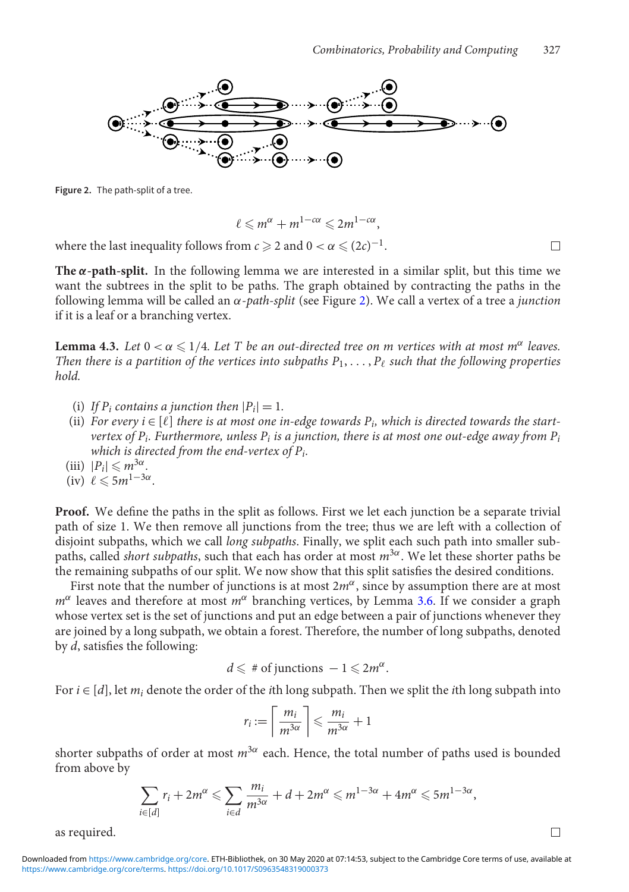Figure 2. The path-split of a tree.

$$\ell \leqslant m^{\alpha} + m^{1-c\alpha} \leqslant 2m^{1-c\alpha},$$

where the last inequality follows from $c \geqslant 2$ and $0 < \alpha \leqslant (2c)^{-1}$. □

**The $\alpha$-path-split.** In the following lemma we are interested in a similar split, but this time we want the subtrees in the split to be paths. The graph obtained by contracting the paths in the following lemma will be called an *$\alpha$-path-split* (see Figure 2). We call a vertex of a tree a *junction* if it is a leaf or a branching vertex.

**Lemma 4.3.** *Let $0 < \alpha \leqslant 1/4$. Let $T$ be an out-directed tree on $m$ vertices with at most $m^{\alpha}$ leaves. Then there is a partition of the vertices into subpaths $P_1, \ldots, P_\ell$ such that the following properties hold.*

- (i) *If $P_i$ contains a junction then $|P_i| = 1$.*
- (ii) *For every $i \in [\ell]$ there is at most one in-edge towards $P_i$, which is directed towards the start-vertex of $P_i$. Furthermore, unless $P_i$ is a junction, there is at most one out-edge away from $P_i$ which is directed from the end-vertex of $P_i$.*
- (iii) *$|P_i| \leqslant m^{3\alpha}$.*
- (iv) *$\ell \leqslant 5m^{1-3\alpha}$.*

**Proof.** We define the paths in the split as follows. First we let each junction be a separate trivial path of size 1. We then remove all junctions from the tree; thus we are left with a collection of disjoint subpaths, which we call *long subpaths*. Finally, we split each such path into smaller subpaths, called *short subpaths*, such that each has order at most $m^{3\alpha}$. We let these shorter paths be the remaining subpaths of our split. We now show that this split satisfies the desired conditions.

First note that the number of junctions is at most $2m^{\alpha}$, since by assumption there are at most $m^{\alpha}$ leaves and therefore at most $m^{\alpha}$ branching vertices, by Lemma 3.6. If we consider a graph whose vertex set is the set of junctions and put an edge between a pair of junctions whenever they are joined by a long subpath, we obtain a forest. Therefore, the number of long subpaths, denoted by $d$, satisfies the following:

$$d \leqslant \text{ \# of junctions } -1 \leqslant 2m^{\alpha}.$$

For $i \in [d]$, let $m_i$ denote the order of the $i$th long subpath. Then we split the $i$th long subpath into

$$r_i := \left\lceil \frac{m_i}{m^{3\alpha}} \right\rceil \leqslant \frac{m_i}{m^{3\alpha}} + 1$$

shorter subpaths of order at most $m^{3\alpha}$ each. Hence, the total number of paths used is bounded from above by

$$\sum_{i \in [d]} r_i + 2m^{\alpha} \leqslant \sum_{i \in d} \frac{m_i}{m^{3\alpha}} + d + 2m^{\alpha} \leqslant m^{1-3\alpha} + 4m^{\alpha} \leqslant 5m^{1-3\alpha},$$

as required. □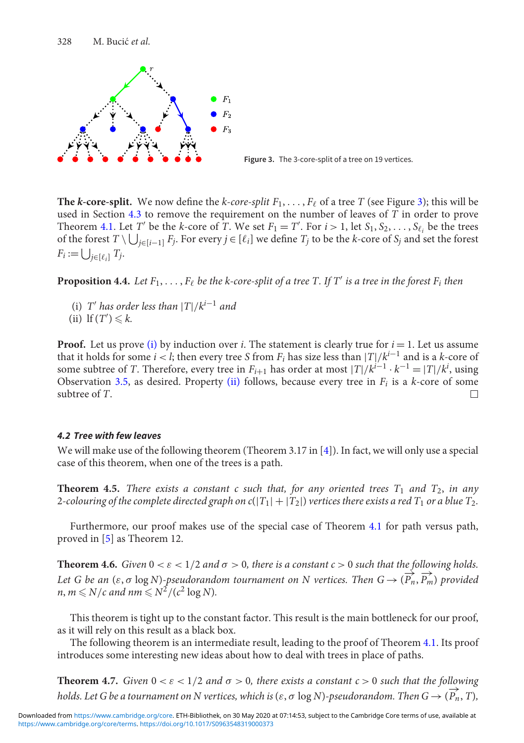Figure 3. The 3-core-split of a tree on 19 vertices.

**The *k*-core-split.** We now define the *k-core-split* $F_1, \ldots, F_\ell$ of a tree $T$ (see Figure 3); this will be used in Section 4.3 to remove the requirement on the number of leaves of $T$ in order to prove Theorem 4.1. Let $T'$ be the $k$-core of $T$. We set $F_1 = T'$. For $i > 1$, let $S_1, S_2, \ldots, S_{\ell_i}$ be the trees of the forest $T \setminus \bigcup_{j \in [i-1]} F_j$. For every $j \in [\ell_i]$ we define $T_j$ to be the $k$-core of $S_j$ and set the forest $F_i := \bigcup_{j \in [\ell_i]} T_j$.

**Proposition 4.4.** *Let $F_1, \ldots, F_\ell$ be the k-core-split of a tree $T$. If $T'$ is a tree in the forest $F_i$ then*

(i) *$T'$ has order less than $|T|/k^{i-1}$ and*
(ii) *$\mathrm{lf}(T') \leqslant k$.*

**Proof.** Let us prove (i) by induction over $i$. The statement is clearly true for $i = 1$. Let us assume that it holds for some $i < l$; then every tree $S$ from $F_i$ has size less than $|T|/k^{i-1}$ and is a $k$-core of some subtree of $T$. Therefore, every tree in $F_{i+1}$ has order at most $|T|/k^{i-1} \cdot k^{-1} = |T|/k^i$, using Observation 3.5, as desired. Property (ii) follows, because every tree in $F_i$ is a $k$-core of some subtree of $T$. □

#### 4.2 Tree with few leaves

We will make use of the following theorem (Theorem 3.17 in [4]). In fact, we will only use a special case of this theorem, when one of the trees is a path.

**Theorem 4.5.** *There exists a constant $c$ such that, for any oriented trees $T_1$ and $T_2$, in any 2-colouring of the complete directed graph on $c(|T_1| + |T_2|)$ vertices there exists a red $T_1$ or a blue $T_2$.*

Furthermore, our proof makes use of the special case of Theorem 4.1 for path versus path, proved in [5] as Theorem 12.

**Theorem 4.6.** *Given $0 < \varepsilon < 1/2$ and $\sigma > 0$, there is a constant $c > 0$ such that the following holds. Let $G$ be an $(\varepsilon, \sigma \log N)$-pseudorandom tournament on $N$ vertices. Then $G \to (\overrightarrow{P_n}, \overrightarrow{P_m})$ provided $n, m \leqslant N/c$ and $nm \leqslant N^2/(c^2 \log N)$.*

This theorem is tight up to the constant factor. This result is the main bottleneck for our proof, as it will rely on this result as a black box.

The following theorem is an intermediate result, leading to the proof of Theorem 4.1. Its proof introduces some interesting new ideas about how to deal with trees in place of paths.

**Theorem 4.7.** *Given $0 < \varepsilon < 1/2$ and $\sigma > 0$, there exists a constant $c > 0$ such that the following holds. Let $G$ be a tournament on $N$ vertices, which is $(\varepsilon, \sigma \log N)$-pseudorandom. Then $G \to (\overrightarrow{P_n}, T)$,*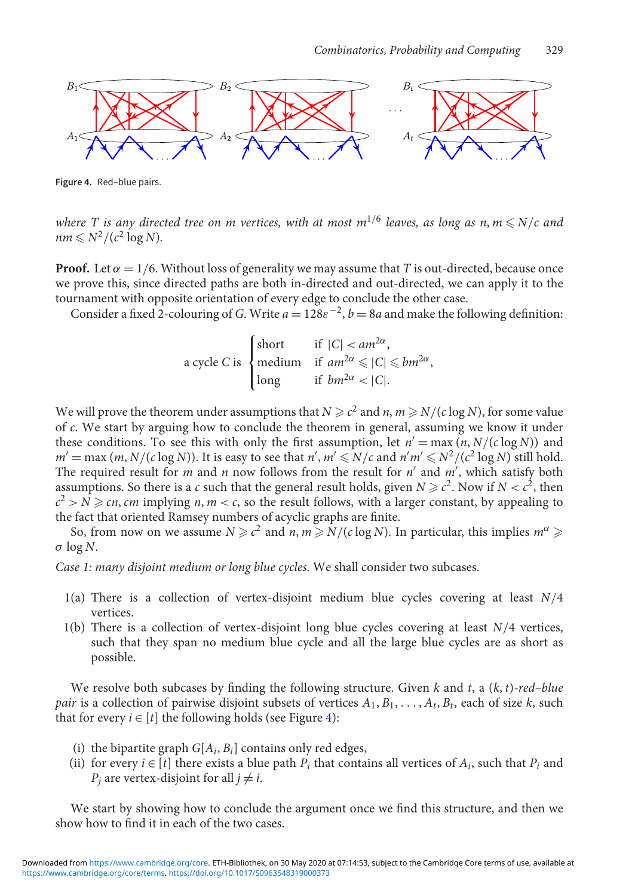Figure 4. Red–blue pairs.

*where $T$ is any directed tree on $m$ vertices, with at most $m^{1/6}$ leaves, as long as $n, m \leqslant N/c$ and $nm \leqslant N^2/(c^2 \log N)$.*

**Proof.** Let $\alpha = 1/6$. Without loss of generality we may assume that $T$ is out-directed, because once we prove this, since directed paths are both in-directed and out-directed, we can apply it to the tournament with opposite orientation of every edge to conclude the other case.

Consider a fixed 2-colouring of $G$. Write $a = 128\varepsilon^{-2}$, $b = 8a$ and make the following definition:

$$\text{a cycle } C \text{ is } \begin{cases} \text{short} & \text{if } |C| < am^{2\alpha}, \\ \text{medium} & \text{if } am^{2\alpha} \leqslant |C| \leqslant bm^{2\alpha}, \\ \text{long} & \text{if } bm^{2\alpha} < |C|. \end{cases}$$

We will prove the theorem under assumptions that $N \geqslant c^2$ and $n, m \geqslant N/(c \log N)$, for some value of $c$. We start by arguing how to conclude the theorem in general, assuming we know it under these conditions. To see this with only the first assumption, let $n' = \max(n, N/(c \log N))$ and $m' = \max(m, N/(c \log N))$. It is easy to see that $n', m' \leqslant N/c$ and $n'm' \leqslant N^2/(c^2 \log N)$ still hold. The required result for $m$ and $n$ now follows from the result for $n'$ and $m'$, which satisfy both assumptions. So there is a $c$ such that the general result holds, given $N \geqslant c^2$. Now if $N < c^2$, then $c^2 > N \geqslant cn, cm$ implying $n, m < c$, so the result follows, with a larger constant, by appealing to the fact that oriented Ramsey numbers of acyclic graphs are finite.

So, from now on we assume $N \geqslant c^2$ and $n, m \geqslant N/(c \log N)$. In particular, this implies $m^\alpha \geqslant \sigma \log N$.

*Case 1: many disjoint medium or long blue cycles.* We shall consider two subcases.

1(a) There is a collection of vertex-disjoint medium blue cycles covering at least $N/4$ vertices.

1(b) There is a collection of vertex-disjoint long blue cycles covering at least $N/4$ vertices, such that they span no medium blue cycle and all the large blue cycles are as short as possible.

We resolve both subcases by finding the following structure. Given $k$ and $t$, a $(k, t)$-*red–blue pair* is a collection of pairwise disjoint subsets of vertices $A_1, B_1, \ldots, A_t, B_t$, each of size $k$, such that for every $i \in [t]$ the following holds (see Figure 4):

(i) the bipartite graph $G[A_i, B_i]$ contains only red edges,

(ii) for every $i \in [t]$ there exists a blue path $P_i$ that contains all vertices of $A_i$, such that $P_i$ and $P_j$ are vertex-disjoint for all $j \neq i$.

We start by showing how to conclude the argument once we find this structure, and then we show how to find it in each of the two cases.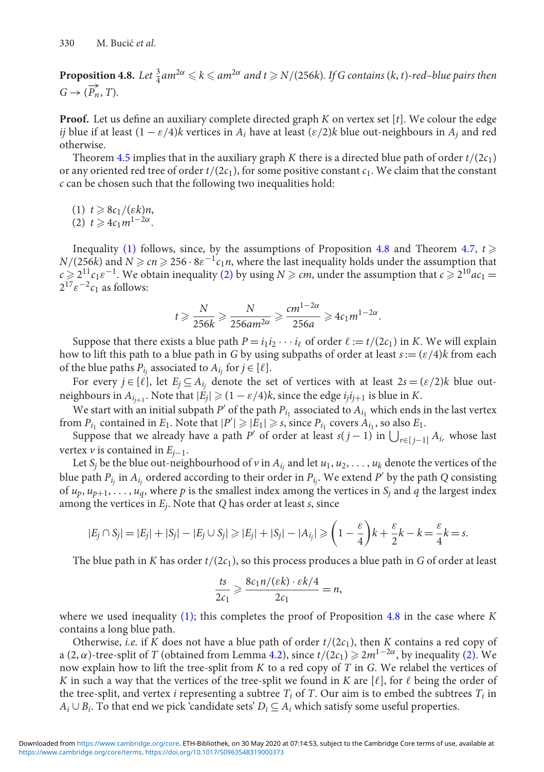**Proposition 4.8.** *Let $\frac{3}{4}am^{2\alpha} \leqslant k \leqslant am^{2\alpha}$ and $t \geqslant N/(256k)$. If $G$ contains $(k, t)$-red–blue pairs then $G \to (\overrightarrow{P_n}, T)$.*

**Proof.** Let us define an auxiliary complete directed graph $K$ on vertex set $[t]$. We colour the edge $ij$ blue if at least $(1 - \varepsilon/4)k$ vertices in $A_i$ have at least $(\varepsilon/2)k$ blue out-neighbours in $A_j$ and red otherwise.

Theorem 4.5 implies that in the auxiliary graph $K$ there is a directed blue path of order $t/(2c_1)$ or any oriented red tree of order $t/(2c_1)$, for some positive constant $c_1$. We claim that the constant $c$ can be chosen such that the following two inequalities hold:

(1) $t \geqslant 8c_1/(\varepsilon k)n$,
(2) $t \geqslant 4c_1 m^{1-2\alpha}$.

Inequality (1) follows, since, by the assumptions of Proposition 4.8 and Theorem 4.7, $t \geqslant N/(256k)$ and $N \geqslant cn \geqslant 256 \cdot 8\varepsilon^{-1}c_1 n$, where the last inequality holds under the assumption that $c \geqslant 2^{11}c_1\varepsilon^{-1}$. We obtain inequality (2) by using $N \geqslant cm$, under the assumption that $c \geqslant 2^{10}ac_1 = 2^{17}\varepsilon^{-2}c_1$ as follows:

$$t \geqslant \frac{N}{256k} \geqslant \frac{N}{256am^{2\alpha}} \geqslant \frac{cm^{1-2\alpha}}{256a} \geqslant 4c_1 m^{1-2\alpha}.$$

Suppose that there exists a blue path $P = i_1 i_2 \cdots i_\ell$ of order $\ell := t/(2c_1)$ in $K$. We will explain how to lift this path to a blue path in $G$ by using subpaths of order at least $s := (\varepsilon/4)k$ from each of the blue paths $P_{i_j}$ associated to $A_{i_j}$ for $j \in [\ell]$.

For every $j \in [\ell]$, let $E_j \subseteq A_{i_j}$ denote the set of vertices with at least $2s = (\varepsilon/2)k$ blue out-neighbours in $A_{i_{j+1}}$. Note that $|E_j| \geqslant (1 - \varepsilon/4)k$, since the edge $i_j i_{j+1}$ is blue in $K$.

We start with an initial subpath $P'$ of the path $P_{i_1}$ associated to $A_{i_1}$ which ends in the last vertex from $P_{i_1}$ contained in $E_1$. Note that $|P'| \geqslant |E_1| \geqslant s$, since $P_{i_1}$ covers $A_{i_1}$, so also $E_1$.

Suppose that we already have a path $P'$ of order at least $s(j-1)$ in $\bigcup_{r \in [j-1]} A_{i_r}$ whose last vertex $v$ is contained in $E_{j-1}$.

Let $S_j$ be the blue out-neighbourhood of $v$ in $A_{i_j}$ and let $u_1, u_2, \ldots, u_k$ denote the vertices of the blue path $P_{i_j}$ in $A_{i_j}$ ordered according to their order in $P_{i_j}$. We extend $P'$ by the path $Q$ consisting of $u_p, u_{p+1}, \ldots, u_q$, where $p$ is the smallest index among the vertices in $S_j$ and $q$ the largest index among the vertices in $E_j$. Note that $Q$ has order at least $s$, since

$$|E_j \cap S_j| = |E_j| + |S_j| - |E_j \cup S_j| \geqslant |E_j| + |S_j| - |A_{i_j}| \geqslant \left(1 - \frac{\varepsilon}{4}\right)k + \frac{\varepsilon}{2}k - k = \frac{\varepsilon}{4}k = s.$$

The blue path in $K$ has order $t/(2c_1)$, so this process produces a blue path in $G$ of order at least

$$\frac{ts}{2c_1} \geqslant \frac{8c_1 n/(\varepsilon k) \cdot \varepsilon k/4}{2c_1} = n,$$

where we used inequality (1); this completes the proof of Proposition 4.8 in the case where $K$ contains a long blue path.

Otherwise, *i.e.* if $K$ does not have a blue path of order $t/(2c_1)$, then $K$ contains a red copy of a $(2, \alpha)$-tree-split of $T$ (obtained from Lemma 4.2), since $t/(2c_1) \geqslant 2m^{1-2\alpha}$, by inequality (2). We now explain how to lift the tree-split from $K$ to a red copy of $T$ in $G$. We relabel the vertices of $K$ in such a way that the vertices of the tree-split we found in $K$ are $[\ell]$, for $\ell$ being the order of the tree-split, and vertex $i$ representing a subtree $T_i$ of $T$. Our aim is to embed the subtrees $T_i$ in $A_i \cup B_i$. To that end we pick 'candidate sets' $D_i \subseteq A_i$ which satisfy some useful properties.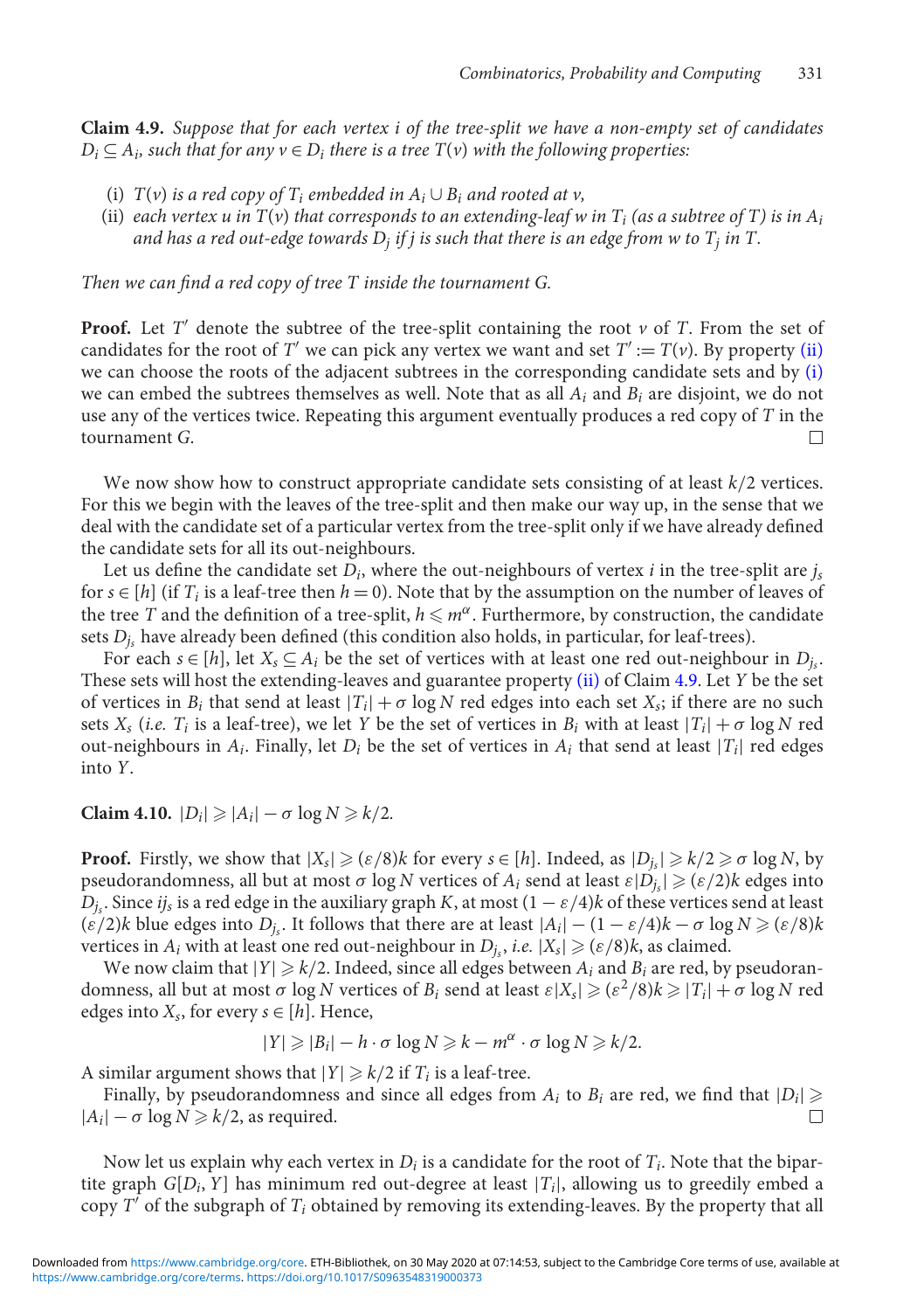**Claim 4.9.** *Suppose that for each vertex $i$ of the tree-split we have a non-empty set of candidates $D_i \subseteq A_i$, such that for any $v \in D_i$ there is a tree $T(v)$ with the following properties:*

- (i) *$T(v)$ is a red copy of $T_i$ embedded in $A_i \cup B_i$ and rooted at $v$,*
- (ii) *each vertex $u$ in $T(v)$ that corresponds to an extending-leaf $w$ in $T_i$ (as a subtree of $T$) is in $A_i$ and has a red out-edge towards $D_j$ if $j$ is such that there is an edge from $w$ to $T_j$ in $T$.*

*Then we can find a red copy of tree $T$ inside the tournament $G$.*

**Proof.** Let $T'$ denote the subtree of the tree-split containing the root $v$ of $T$. From the set of candidates for the root of $T'$ we can pick any vertex we want and set $T' := T(v)$. By property (ii) we can choose the roots of the adjacent subtrees in the corresponding candidate sets and by (i) we can embed the subtrees themselves as well. Note that as all $A_i$ and $B_i$ are disjoint, we do not use any of the vertices twice. Repeating this argument eventually produces a red copy of $T$ in the tournament $G$. □

We now show how to construct appropriate candidate sets consisting of at least $k/2$ vertices. For this we begin with the leaves of the tree-split and then make our way up, in the sense that we deal with the candidate set of a particular vertex from the tree-split only if we have already defined the candidate sets for all its out-neighbours.

Let us define the candidate set $D_i$, where the out-neighbours of vertex $i$ in the tree-split are $j_s$ for $s \in [h]$ (if $T_i$ is a leaf-tree then $h = 0$). Note that by the assumption on the number of leaves of the tree $T$ and the definition of a tree-split, $h \leqslant m^\alpha$. Furthermore, by construction, the candidate sets $D_{j_s}$ have already been defined (this condition also holds, in particular, for leaf-trees).

For each $s \in [h]$, let $X_s \subseteq A_i$ be the set of vertices with at least one red out-neighbour in $D_{j_s}$. These sets will host the extending-leaves and guarantee property (ii) of Claim 4.9. Let $Y$ be the set of vertices in $B_i$ that send at least $|T_i| + \sigma \log N$ red edges into each set $X_s$; if there are no such sets $X_s$ (*i.e.* $T_i$ is a leaf-tree), we let $Y$ be the set of vertices in $B_i$ with at least $|T_i| + \sigma \log N$ red out-neighbours in $A_i$. Finally, let $D_i$ be the set of vertices in $A_i$ that send at least $|T_i|$ red edges into $Y$.

**Claim 4.10.** $|D_i| \geqslant |A_i| - \sigma \log N \geqslant k/2$.

**Proof.** Firstly, we show that $|X_s| \geqslant (\varepsilon/8)k$ for every $s \in [h]$. Indeed, as $|D_{j_s}| \geqslant k/2 \geqslant \sigma \log N$, by pseudorandomness, all but at most $\sigma \log N$ vertices of $A_i$ send at least $\varepsilon|D_{j_s}| \geqslant (\varepsilon/2)k$ edges into $D_{j_s}$. Since $ij_s$ is a red edge in the auxiliary graph $K$, at most $(1 - \varepsilon/4)k$ of these vertices send at least $(\varepsilon/2)k$ blue edges into $D_{j_s}$. It follows that there are at least $|A_i| - (1 - \varepsilon/4)k - \sigma \log N \geqslant (\varepsilon/8)k$ vertices in $A_i$ with at least one red out-neighbour in $D_{j_s}$, *i.e.* $|X_s| \geqslant (\varepsilon/8)k$, as claimed.

We now claim that $|Y| \geqslant k/2$. Indeed, since all edges between $A_i$ and $B_i$ are red, by pseudorandomness, all but at most $\sigma \log N$ vertices of $B_i$ send at least $\varepsilon|X_s| \geqslant (\varepsilon^2/8)k \geqslant |T_i| + \sigma \log N$ red edges into $X_s$, for every $s \in [h]$. Hence,

$$|Y| \geqslant |B_i| - h \cdot \sigma \log N \geqslant k - m^\alpha \cdot \sigma \log N \geqslant k/2.$$

A similar argument shows that $|Y| \geqslant k/2$ if $T_i$ is a leaf-tree.

Finally, by pseudorandomness and since all edges from $A_i$ to $B_i$ are red, we find that $|D_i| \geqslant |A_i| - \sigma \log N \geqslant k/2$, as required. □

Now let us explain why each vertex in $D_i$ is a candidate for the root of $T_i$. Note that the bipartite graph $G[D_i, Y]$ has minimum red out-degree at least $|T_i|$, allowing us to greedily embed a copy $T'$ of the subgraph of $T_i$ obtained by removing its extending-leaves. By the property that all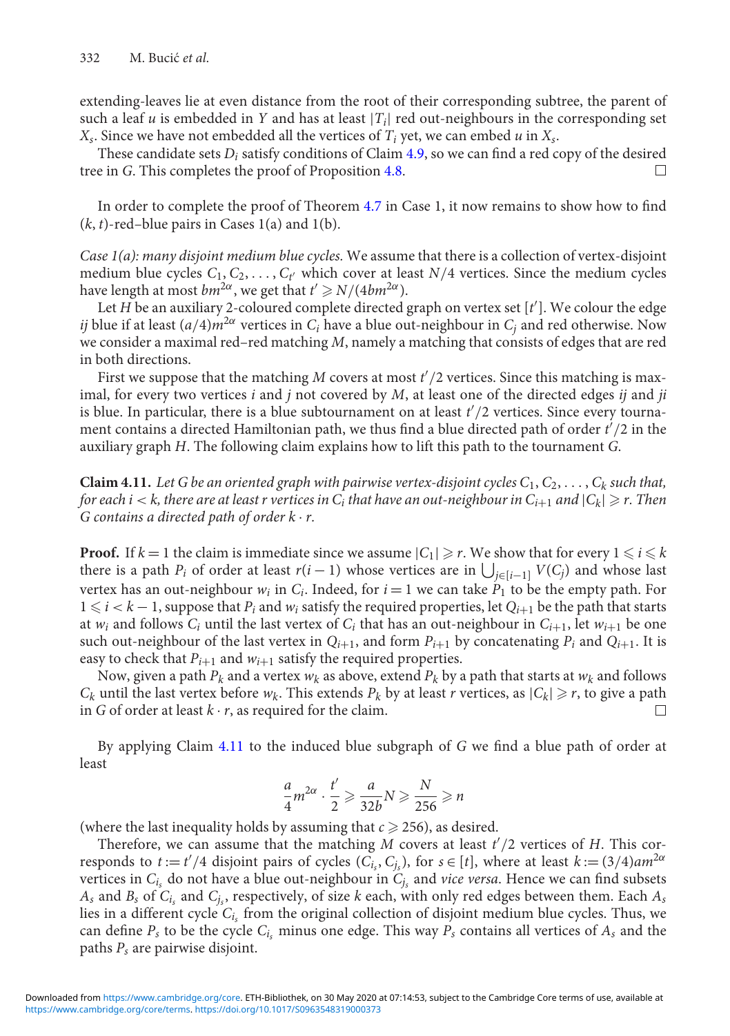extending-leaves lie at even distance from the root of their corresponding subtree, the parent of such a leaf $u$ is embedded in $Y$ and has at least $|T_i|$ red out-neighbours in the corresponding set $X_s$. Since we have not embedded all the vertices of $T_i$ yet, we can embed $u$ in $X_s$.

These candidate sets $D_i$ satisfy conditions of Claim 4.9, so we can find a red copy of the desired tree in $G$. This completes the proof of Proposition 4.8. □

In order to complete the proof of Theorem 4.7 in Case 1, it now remains to show how to find $(k, t)$-red–blue pairs in Cases 1(a) and 1(b).

*Case 1(a): many disjoint medium blue cycles.* We assume that there is a collection of vertex-disjoint medium blue cycles $C_1, C_2, \ldots, C_{t'}$ which cover at least $N/4$ vertices. Since the medium cycles have length at most $bm^{2\alpha}$, we get that $t' \geqslant N/(4bm^{2\alpha})$.

Let $H$ be an auxiliary 2-coloured complete directed graph on vertex set $[t']$. We colour the edge $ij$ blue if at least $(a/4)m^{2\alpha}$ vertices in $C_i$ have a blue out-neighbour in $C_j$ and red otherwise. Now we consider a maximal red–red matching $M$, namely a matching that consists of edges that are red in both directions.

First we suppose that the matching $M$ covers at most $t'/2$ vertices. Since this matching is maximal, for every two vertices $i$ and $j$ not covered by $M$, at least one of the directed edges $ij$ and $ji$ is blue. In particular, there is a blue subtournament on at least $t'/2$ vertices. Since every tournament contains a directed Hamiltonian path, we thus find a blue directed path of order $t'/2$ in the auxiliary graph $H$. The following claim explains how to lift this path to the tournament $G$.

**Claim 4.11.** *Let $G$ be an oriented graph with pairwise vertex-disjoint cycles $C_1, C_2, \ldots, C_k$ such that, for each $i < k$, there are at least $r$ vertices in $C_i$ that have an out-neighbour in $C_{i+1}$ and $|C_k| \geqslant r$. Then $G$ contains a directed path of order $k \cdot r$.*

**Proof.** If $k = 1$ the claim is immediate since we assume $|C_1| \geqslant r$. We show that for every $1 \leqslant i \leqslant k$ there is a path $P_i$ of order at least $r(i-1)$ whose vertices are in $\bigcup_{j\in[i-1]} V(C_j)$ and whose last vertex has an out-neighbour $w_i$ in $C_i$. Indeed, for $i = 1$ we can take $P_1$ to be the empty path. For $1 \leqslant i < k-1$, suppose that $P_i$ and $w_i$ satisfy the required properties, let $Q_{i+1}$ be the path that starts at $w_i$ and follows $C_i$ until the last vertex of $C_i$ that has an out-neighbour in $C_{i+1}$, let $w_{i+1}$ be one such out-neighbour of the last vertex in $Q_{i+1}$, and form $P_{i+1}$ by concatenating $P_i$ and $Q_{i+1}$. It is easy to check that $P_{i+1}$ and $w_{i+1}$ satisfy the required properties.

Now, given a path $P_k$ and a vertex $w_k$ as above, extend $P_k$ by a path that starts at $w_k$ and follows $C_k$ until the last vertex before $w_k$. This extends $P_k$ by at least $r$ vertices, as $|C_k| \geqslant r$, to give a path in $G$ of order at least $k \cdot r$, as required for the claim. □

By applying Claim 4.11 to the induced blue subgraph of $G$ we find a blue path of order at least

$$\frac{a}{4}m^{2\alpha} \cdot \frac{t'}{2} \geqslant \frac{a}{32b}N \geqslant \frac{N}{256} \geqslant n$$

(where the last inequality holds by assuming that $c \geqslant 256$), as desired.

Therefore, we can assume that the matching $M$ covers at least $t'/2$ vertices of $H$. This corresponds to $t := t'/4$ disjoint pairs of cycles $(C_{i_s}, C_{j_s})$, for $s \in [t]$, where at least $k := (3/4)am^{2\alpha}$ vertices in $C_{i_s}$ do not have a blue out-neighbour in $C_{j_s}$ and *vice versa*. Hence we can find subsets $A_s$ and $B_s$ of $C_{i_s}$ and $C_{j_s}$, respectively, of size $k$ each, with only red edges between them. Each $A_s$ lies in a different cycle $C_{i_s}$ from the original collection of disjoint medium blue cycles. Thus, we can define $P_s$ to be the cycle $C_{i_s}$ minus one edge. This way $P_s$ contains all vertices of $A_s$ and the paths $P_s$ are pairwise disjoint.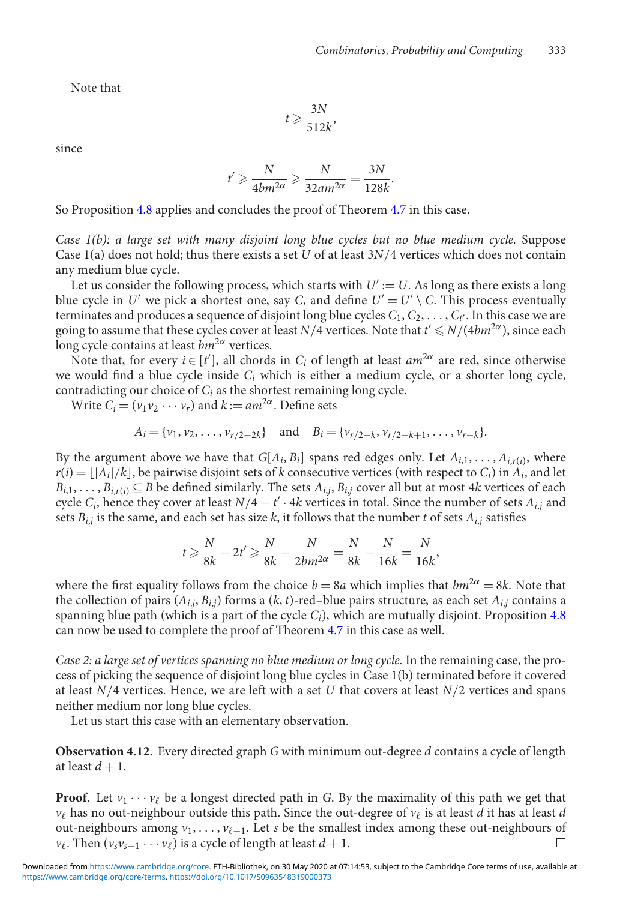Note that

$$t \geqslant \frac{3N}{512k},$$

since

$$t' \geqslant \frac{N}{4bm^{2\alpha}} \geqslant \frac{N}{32am^{2\alpha}} = \frac{3N}{128k}.$$

So Proposition 4.8 applies and concludes the proof of Theorem 4.7 in this case.

*Case 1(b): a large set with many disjoint long blue cycles but no blue medium cycle.* Suppose Case 1(a) does not hold; thus there exists a set $U$ of at least $3N/4$ vertices which does not contain any medium blue cycle.

Let us consider the following process, which starts with $U' := U$. As long as there exists a long blue cycle in $U'$ we pick a shortest one, say $C$, and define $U' = U' \setminus C$. This process eventually terminates and produces a sequence of disjoint long blue cycles $C_1, C_2, \ldots, C_{t'}$. In this case we are going to assume that these cycles cover at least $N/4$ vertices. Note that $t' \leqslant N/(4bm^{2\alpha})$, since each long cycle contains at least $bm^{2\alpha}$ vertices.

Note that, for every $i \in [t']$, all chords in $C_i$ of length at least $am^{2\alpha}$ are red, since otherwise we would find a blue cycle inside $C_i$ which is either a medium cycle, or a shorter long cycle, contradicting our choice of $C_i$ as the shortest remaining long cycle.

Write $C_i = (v_1 v_2 \cdots v_r)$ and $k := am^{2\alpha}$. Define sets

$$A_i = \{v_1, v_2, \ldots, v_{r/2-2k}\} \quad \text{and} \quad B_i = \{v_{r/2-k}, v_{r/2-k+1}, \ldots, v_{r-k}\}.$$

By the argument above we have that $G[A_i, B_i]$ spans red edges only. Let $A_{i,1}, \ldots, A_{i,r(i)}$, where $r(i) = \lfloor |A_i|/k \rfloor$, be pairwise disjoint sets of $k$ consecutive vertices (with respect to $C_i$) in $A_i$, and let $B_{i,1}, \ldots, B_{i,r(i)} \subseteq B$ be defined similarly. The sets $A_{i,j}, B_{i,j}$ cover all but at most $4k$ vertices of each cycle $C_i$, hence they cover at least $N/4 - t' \cdot 4k$ vertices in total. Since the number of sets $A_{i,j}$ and sets $B_{i,j}$ is the same, and each set has size $k$, it follows that the number $t$ of sets $A_{i,j}$ satisfies

$$t \geqslant \frac{N}{8k} - 2t' \geqslant \frac{N}{8k} - \frac{N}{2bm^{2\alpha}} = \frac{N}{8k} - \frac{N}{16k} = \frac{N}{16k},$$

where the first equality follows from the choice $b = 8a$ which implies that $bm^{2\alpha} = 8k$. Note that the collection of pairs $(A_{i,j}, B_{i,j})$ forms a $(k, t)$-red–blue pairs structure, as each set $A_{i,j}$ contains a spanning blue path (which is a part of the cycle $C_i$), which are mutually disjoint. Proposition 4.8 can now be used to complete the proof of Theorem 4.7 in this case as well.

*Case 2: a large set of vertices spanning no blue medium or long cycle.* In the remaining case, the process of picking the sequence of disjoint long blue cycles in Case 1(b) terminated before it covered at least $N/4$ vertices. Hence, we are left with a set $U$ that covers at least $N/2$ vertices and spans neither medium nor long blue cycles.

Let us start this case with an elementary observation.

**Observation 4.12.** Every directed graph $G$ with minimum out-degree $d$ contains a cycle of length at least $d+1$.

**Proof.** Let $v_1 \cdots v_\ell$ be a longest directed path in $G$. By the maximality of this path we get that $v_\ell$ has no out-neighbour outside this path. Since the out-degree of $v_\ell$ is at least $d$ it has at least $d$ out-neighbours among $v_1, \ldots, v_{\ell-1}$. Let $s$ be the smallest index among these out-neighbours of $v_\ell$. Then $(v_s v_{s+1} \cdots v_\ell)$ is a cycle of length at least $d+1$. $\square$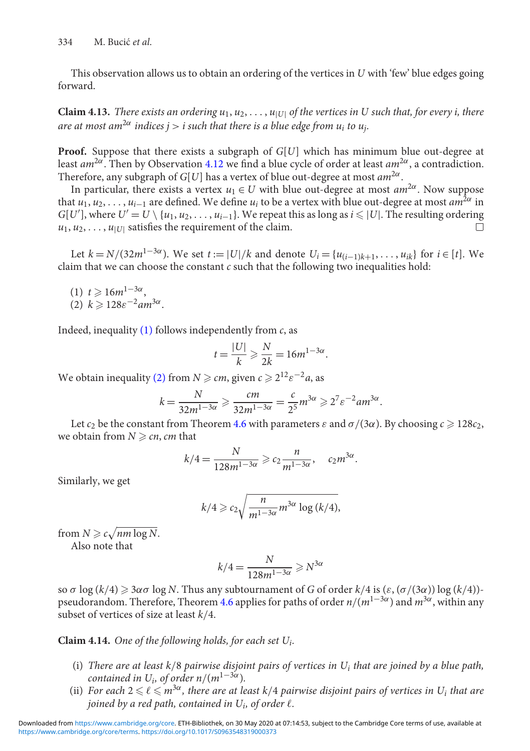This observation allows us to obtain an ordering of the vertices in $U$ with 'few' blue edges going forward.

**Claim 4.13.** *There exists an ordering $u_1, u_2, \ldots, u_{|U|}$ of the vertices in $U$ such that, for every $i$, there are at most $am^{2\alpha}$ indices $j > i$ such that there is a blue edge from $u_i$ to $u_j$.*

**Proof.** Suppose that there exists a subgraph of $G[U]$ which has minimum blue out-degree at least $am^{2\alpha}$. Then by Observation 4.12 we find a blue cycle of order at least $am^{2\alpha}$, a contradiction. Therefore, any subgraph of $G[U]$ has a vertex of blue out-degree at most $am^{2\alpha}$.

In particular, there exists a vertex $u_1 \in U$ with blue out-degree at most $am^{2\alpha}$. Now suppose that $u_1, u_2, \ldots, u_{i-1}$ are defined. We define $u_i$ to be a vertex with blue out-degree at most $am^{2\alpha}$ in $G[U']$, where $U' = U \setminus \{u_1, u_2, \ldots, u_{i-1}\}$. We repeat this as long as $i \leqslant |U|$. The resulting ordering $u_1, u_2, \ldots, u_{|U|}$ satisfies the requirement of the claim. $\square$

Let $k = N/(32m^{1-3\alpha})$. We set $t := |U|/k$ and denote $U_i = \{u_{(i-1)k+1}, \ldots, u_{ik}\}$ for $i \in [t]$. We claim that we can choose the constant $c$ such that the following two inequalities hold:

(1) $t \geqslant 16m^{1-3\alpha}$,
(2) $k \geqslant 128\varepsilon^{-2}am^{3\alpha}$.

Indeed, inequality (1) follows independently from $c$, as

$$t = \frac{|U|}{k} \geqslant \frac{N}{2k} = 16m^{1-3\alpha}.$$

We obtain inequality (2) from $N \geqslant cm$, given $c \geqslant 2^{12}\varepsilon^{-2}a$, as

$$k = \frac{N}{32m^{1-3\alpha}} \geqslant \frac{cm}{32m^{1-3\alpha}} = \frac{c}{2^5}m^{3\alpha} \geqslant 2^7\varepsilon^{-2}am^{3\alpha}.$$

Let $c_2$ be the constant from Theorem 4.6 with parameters $\varepsilon$ and $\sigma/(3\alpha)$. By choosing $c \geqslant 128c_2$, we obtain from $N \geqslant cn, cm$ that

$$k/4 = \frac{N}{128m^{1-3\alpha}} \geqslant c_2\frac{n}{m^{1-3\alpha}}, \quad c_2m^{3\alpha}.$$

Similarly, we get

$$k/4 \geqslant c_2\sqrt{\frac{n}{m^{1-3\alpha}}m^{3\alpha}\log(k/4)},$$

from $N \geqslant c\sqrt{nm\log N}$.

Also note that

$$k/4 = \frac{N}{128m^{1-3\alpha}} \geqslant N^{3\alpha}$$

so $\sigma\log(k/4) \geqslant 3\alpha\sigma\log N$. Thus any subtournament of $G$ of order $k/4$ is $(\varepsilon, (\sigma/(3\alpha))\log(k/4))$-pseudorandom. Therefore, Theorem 4.6 applies for paths of order $n/(m^{1-3\alpha})$ and $m^{3\alpha}$, within any subset of vertices of size at least $k/4$.

**Claim 4.14.** *One of the following holds, for each set $U_i$.*

(i) *There are at least $k/8$ pairwise disjoint pairs of vertices in $U_i$ that are joined by a blue path, contained in $U_i$, of order $n/(m^{1-3\alpha})$.*
(ii) *For each $2 \leqslant \ell \leqslant m^{3\alpha}$, there are at least $k/4$ pairwise disjoint pairs of vertices in $U_i$ that are joined by a red path, contained in $U_i$, of order $\ell$.*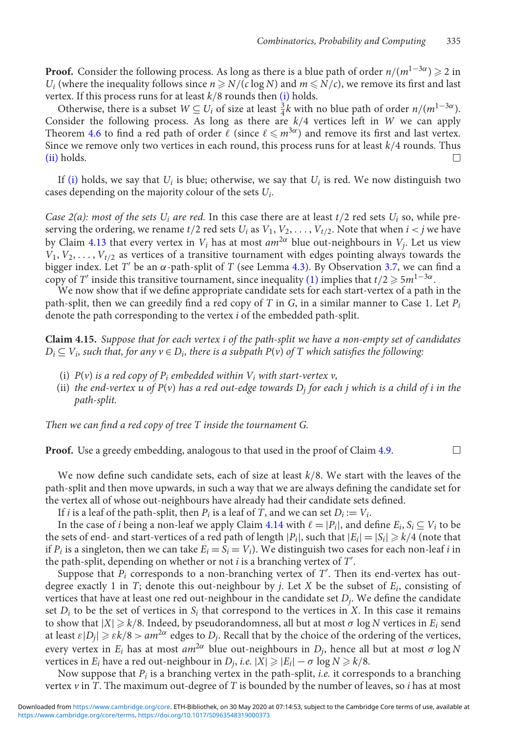**Proof.** Consider the following process. As long as there is a blue path of order $n/(m^{1-3\alpha}) \geqslant 2$ in $U_i$ (where the inequality follows since $n \geqslant N/(c \log N)$ and $m \leqslant N/c$), we remove its first and last vertex. If this process runs for at least $k/8$ rounds then (i) holds.

Otherwise, there is a subset $W \subseteq U_i$ of size at least $\frac{3}{4}k$ with no blue path of order $n/(m^{1-3\alpha})$. Consider the following process. As long as there are $k/4$ vertices left in $W$ we can apply Theorem 4.6 to find a red path of order $\ell$ (since $\ell \leqslant m^{3\alpha}$) and remove its first and last vertex. Since we remove only two vertices in each round, this process runs for at least $k/4$ rounds. Thus (ii) holds. □

If (i) holds, we say that $U_i$ is blue; otherwise, we say that $U_i$ is red. We now distinguish two cases depending on the majority colour of the sets $U_i$.

*Case 2(a): most of the sets $U_i$ are red.* In this case there are at least $t/2$ red sets $U_i$ so, while preserving the ordering, we rename $t/2$ red sets $U_i$ as $V_1, V_2, \ldots, V_{t/2}$. Note that when $i < j$ we have by Claim 4.13 that every vertex in $V_i$ has at most $am^{2\alpha}$ blue out-neighbours in $V_j$. Let us view $V_1, V_2, \ldots, V_{t/2}$ as vertices of a transitive tournament with edges pointing always towards the bigger index. Let $T'$ be an $\alpha$-path-split of $T$ (see Lemma 4.3). By Observation 3.7, we can find a copy of $T'$ inside this transitive tournament, since inequality (1) implies that $t/2 \geqslant 5m^{1-3\alpha}$.

We now show that if we define appropriate candidate sets for each start-vertex of a path in the path-split, then we can greedily find a red copy of $T$ in $G$, in a similar manner to Case 1. Let $P_i$ denote the path corresponding to the vertex $i$ of the embedded path-split.

**Claim 4.15.** *Suppose that for each vertex $i$ of the path-split we have a non-empty set of candidates $D_i \subseteq V_i$, such that, for any $v \in D_i$, there is a subpath $P(v)$ of $T$ which satisfies the following:*

- (i) *$P(v)$ is a red copy of $P_i$ embedded within $V_i$ with start-vertex $v$,*
- (ii) *the end-vertex $u$ of $P(v)$ has a red out-edge towards $D_j$ for each $j$ which is a child of $i$ in the path-split.*

*Then we can find a red copy of tree $T$ inside the tournament $G$.*

**Proof.** Use a greedy embedding, analogous to that used in the proof of Claim 4.9. □

We now define such candidate sets, each of size at least $k/8$. We start with the leaves of the path-split and then move upwards, in such a way that we are always defining the candidate set for the vertex all of whose out-neighbours have already had their candidate sets defined.

If $i$ is a leaf of the path-split, then $P_i$ is a leaf of $T$, and we can set $D_i := V_i$.

In the case of $i$ being a non-leaf we apply Claim 4.14 with $\ell = |P_i|$, and define $E_i, S_i \subseteq V_i$ to be the sets of end- and start-vertices of a red path of length $|P_i|$, such that $|E_i| = |S_i| \geqslant k/4$ (note that if $P_i$ is a singleton, then we can take $E_i = S_i = V_i$). We distinguish two cases for each non-leaf $i$ in the path-split, depending on whether or not $i$ is a branching vertex of $T'$.

Suppose that $P_i$ corresponds to a non-branching vertex of $T'$. Then its end-vertex has out-degree exactly 1 in $T$; denote this out-neighbour by $j$. Let $X$ be the subset of $E_i$, consisting of vertices that have at least one red out-neighbour in the candidate set $D_j$. We define the candidate set $D_i$ to be the set of vertices in $S_i$ that correspond to the vertices in $X$. In this case it remains to show that $|X| \geqslant k/8$. Indeed, by pseudorandomness, all but at most $\sigma \log N$ vertices in $E_i$ send at least $\varepsilon|D_j| \geqslant \varepsilon k/8 > am^{2\alpha}$ edges to $D_j$. Recall that by the choice of the ordering of the vertices, every vertex in $E_i$ has at most $am^{2\alpha}$ blue out-neighbours in $D_j$, hence all but at most $\sigma \log N$ vertices in $E_i$ have a red out-neighbour in $D_j$, *i.e.* $|X| \geqslant |E_i| - \sigma \log N \geqslant k/8$.

Now suppose that $P_i$ is a branching vertex in the path-split, *i.e.* it corresponds to a branching vertex $v$ in $T$. The maximum out-degree of $T$ is bounded by the number of leaves, so $i$ has at most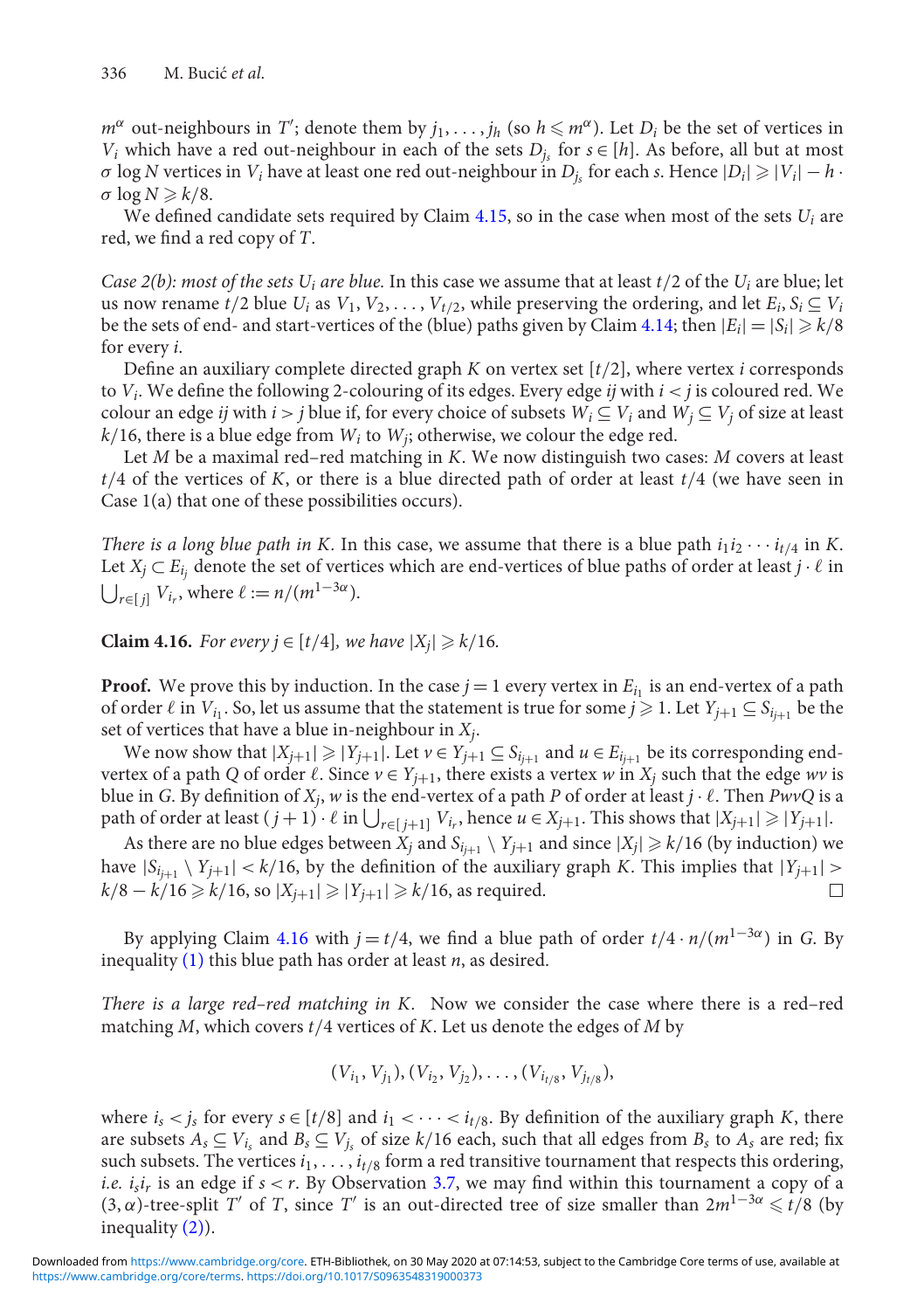$m^\alpha$ out-neighbours in $T'$; denote them by $j_1, \ldots, j_h$ (so $h \leqslant m^\alpha$). Let $D_i$ be the set of vertices in $V_i$ which have a red out-neighbour in each of the sets $D_{j_s}$ for $s \in [h]$. As before, all but at most $\sigma \log N$ vertices in $V_i$ have at least one red out-neighbour in $D_{j_s}$ for each $s$. Hence $|D_i| \geqslant |V_i| - h \cdot \sigma \log N \geqslant k/8$.

We defined candidate sets required by Claim 4.15, so in the case when most of the sets $U_i$ are red, we find a red copy of $T$.

*Case 2(b): most of the sets $U_i$ are blue.* In this case we assume that at least $t/2$ of the $U_i$ are blue; let us now rename $t/2$ blue $U_i$ as $V_1, V_2, \ldots, V_{t/2}$, while preserving the ordering, and let $E_i, S_i \subseteq V_i$ be the sets of end- and start-vertices of the (blue) paths given by Claim 4.14; then $|E_i| = |S_i| \geqslant k/8$ for every $i$.

Define an auxiliary complete directed graph $K$ on vertex set $[t/2]$, where vertex $i$ corresponds to $V_i$. We define the following 2-colouring of its edges. Every edge $ij$ with $i < j$ is coloured red. We colour an edge $ij$ with $i > j$ blue if, for every choice of subsets $W_i \subseteq V_i$ and $W_j \subseteq V_j$ of size at least $k/16$, there is a blue edge from $W_i$ to $W_j$; otherwise, we colour the edge red.

Let $M$ be a maximal red–red matching in $K$. We now distinguish two cases: $M$ covers at least $t/4$ of the vertices of $K$, or there is a blue directed path of order at least $t/4$ (we have seen in Case 1(a) that one of these possibilities occurs).

*There is a long blue path in $K$.* In this case, we assume that there is a blue path $i_1 i_2 \cdots i_{t/4}$ in $K$. Let $X_j \subset E_{i_j}$ denote the set of vertices which are end-vertices of blue paths of order at least $j \cdot \ell$ in $\bigcup_{r \in [j]} V_{i_r}$, where $\ell := n/(m^{1-3\alpha})$.

**Claim 4.16.** *For every $j \in [t/4]$, we have $|X_j| \geqslant k/16$.*

**Proof.** We prove this by induction. In the case $j = 1$ every vertex in $E_{i_1}$ is an end-vertex of a path of order $\ell$ in $V_{i_1}$. So, let us assume that the statement is true for some $j \geqslant 1$. Let $Y_{j+1} \subseteq S_{i_{j+1}}$ be the set of vertices that have a blue in-neighbour in $X_j$.

We now show that $|X_{j+1}| \geqslant |Y_{j+1}|$. Let $v \in Y_{j+1} \subseteq S_{i_{j+1}}$ and $u \in E_{i_{j+1}}$ be its corresponding end-vertex of a path $Q$ of order $\ell$. Since $v \in Y_{j+1}$, there exists a vertex $w$ in $X_j$ such that the edge $wv$ is blue in $G$. By definition of $X_j$, $w$ is the end-vertex of a path $P$ of order at least $j \cdot \ell$. Then $PwvQ$ is a path of order at least $(j+1) \cdot \ell$ in $\bigcup_{r \in [j+1]} V_{i_r}$, hence $u \in X_{j+1}$. This shows that $|X_{j+1}| \geqslant |Y_{j+1}|$.

As there are no blue edges between $X_j$ and $S_{i_{j+1}} \setminus Y_{j+1}$ and since $|X_j| \geqslant k/16$ (by induction) we have $|S_{i_{j+1}} \setminus Y_{j+1}| < k/16$, by the definition of the auxiliary graph $K$. This implies that $|Y_{j+1}| > k/8 - k/16 \geqslant k/16$, so $|X_{j+1}| \geqslant |Y_{j+1}| \geqslant k/16$, as required. ☐

By applying Claim 4.16 with $j = t/4$, we find a blue path of order $t/4 \cdot n/(m^{1-3\alpha})$ in $G$. By inequality (1) this blue path has order at least $n$, as desired.

*There is a large red–red matching in $K$.* Now we consider the case where there is a red–red matching $M$, which covers $t/4$ vertices of $K$. Let us denote the edges of $M$ by

$$(V_{i_1}, V_{j_1}), (V_{i_2}, V_{j_2}), \ldots, (V_{i_{t/8}}, V_{j_{t/8}}),$$

where $i_s < j_s$ for every $s \in [t/8]$ and $i_1 < \cdots < i_{t/8}$. By definition of the auxiliary graph $K$, there are subsets $A_s \subseteq V_{i_s}$ and $B_s \subseteq V_{j_s}$ of size $k/16$ each, such that all edges from $B_s$ to $A_s$ are red; fix such subsets. The vertices $i_1, \ldots, i_{t/8}$ form a red transitive tournament that respects this ordering, *i.e.* $i_s i_r$ is an edge if $s < r$. By Observation 3.7, we may find within this tournament a copy of a $(3, \alpha)$-tree-split $T'$ of $T$, since $T'$ is an out-directed tree of size smaller than $2m^{1-3\alpha} \leqslant t/8$ (by inequality (2)).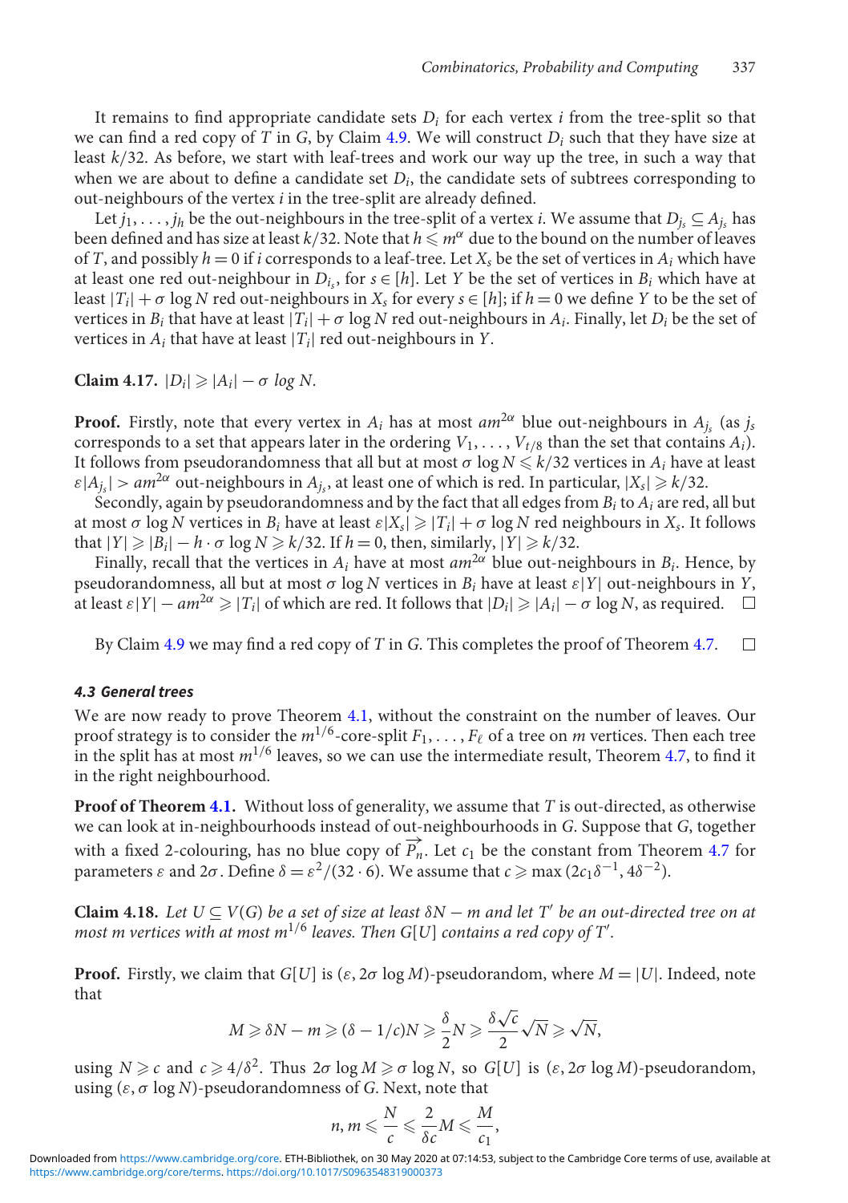It remains to find appropriate candidate sets $D_i$ for each vertex $i$ from the tree-split so that we can find a red copy of $T$ in $G$, by Claim 4.9. We will construct $D_i$ such that they have size at least $k/32$. As before, we start with leaf-trees and work our way up the tree, in such a way that when we are about to define a candidate set $D_i$, the candidate sets of subtrees corresponding to out-neighbours of the vertex $i$ in the tree-split are already defined.

Let $j_1, \ldots, j_h$ be the out-neighbours in the tree-split of a vertex $i$. We assume that $D_{j_s} \subseteq A_{j_s}$ has been defined and has size at least $k/32$. Note that $h \leqslant m^{\alpha}$ due to the bound on the number of leaves of $T$, and possibly $h = 0$ if $i$ corresponds to a leaf-tree. Let $X_s$ be the set of vertices in $A_i$ which have at least one red out-neighbour in $D_{i_s}$, for $s \in [h]$. Let $Y$ be the set of vertices in $B_i$ which have at least $|T_i| + \sigma \log N$ red out-neighbours in $X_s$ for every $s \in [h]$; if $h = 0$ we define $Y$ to be the set of vertices in $B_i$ that have at least $|T_i| + \sigma \log N$ red out-neighbours in $A_i$. Finally, let $D_i$ be the set of vertices in $A_i$ that have at least $|T_i|$ red out-neighbours in $Y$.

**Claim 4.17.** $|D_i| \geqslant |A_i| - \sigma \log N$.

**Proof.** Firstly, note that every vertex in $A_i$ has at most $am^{2\alpha}$ blue out-neighbours in $A_{j_s}$ (as $j_s$ corresponds to a set that appears later in the ordering $V_1, \ldots, V_{t/8}$ than the set that contains $A_i$). It follows from pseudorandomness that all but at most $\sigma \log N \leqslant k/32$ vertices in $A_i$ have at least $\varepsilon|A_{j_s}| > am^{2\alpha}$ out-neighbours in $A_{j_s}$, at least one of which is red. In particular, $|X_s| \geqslant k/32$.

Secondly, again by pseudorandomness and by the fact that all edges from $B_i$ to $A_i$ are red, all but at most $\sigma \log N$ vertices in $B_i$ have at least $\varepsilon|X_s| \geqslant |T_i| + \sigma \log N$ red neighbours in $X_s$. It follows that $|Y| \geqslant |B_i| - h \cdot \sigma \log N \geqslant k/32$. If $h = 0$, then, similarly, $|Y| \geqslant k/32$.

Finally, recall that the vertices in $A_i$ have at most $am^{2\alpha}$ blue out-neighbours in $B_i$. Hence, by pseudorandomness, all but at most $\sigma \log N$ vertices in $B_i$ have at least $\varepsilon|Y|$ out-neighbours in $Y$, at least $\varepsilon|Y| - am^{2\alpha} \geqslant |T_i|$ of which are red. It follows that $|D_i| \geqslant |A_i| - \sigma \log N$, as required. □

By Claim 4.9 we may find a red copy of $T$ in $G$. This completes the proof of Theorem 4.7. □

### 4.3 General trees

We are now ready to prove Theorem 4.1, without the constraint on the number of leaves. Our proof strategy is to consider the $m^{1/6}$-core-split $F_1, \ldots, F_\ell$ of a tree on $m$ vertices. Then each tree in the split has at most $m^{1/6}$ leaves, so we can use the intermediate result, Theorem 4.7, to find it in the right neighbourhood.

**Proof of Theorem 4.1.** Without loss of generality, we assume that $T$ is out-directed, as otherwise we can look at in-neighbourhoods instead of out-neighbourhoods in $G$. Suppose that $G$, together with a fixed 2-colouring, has no blue copy of $\overrightarrow{P_n}$. Let $c_1$ be the constant from Theorem 4.7 for parameters $\varepsilon$ and $2\sigma$. Define $\delta = \varepsilon^2/(32 \cdot 6)$. We assume that $c \geqslant \max(2c_1\delta^{-1}, 4\delta^{-2})$.

**Claim 4.18.** *Let $U \subseteq V(G)$ be a set of size at least $\delta N - m$ and let $T'$ be an out-directed tree on at most $m$ vertices with at most $m^{1/6}$ leaves. Then $G[U]$ contains a red copy of $T'$.*

**Proof.** Firstly, we claim that $G[U]$ is $(\varepsilon, 2\sigma \log M)$-pseudorandom, where $M = |U|$. Indeed, note that

$$M \geqslant \delta N - m \geqslant (\delta - 1/c)N \geqslant \frac{\delta}{2} N \geqslant \frac{\delta\sqrt{c}}{2}\sqrt{N} \geqslant \sqrt{N},$$

using $N \geqslant c$ and $c \geqslant 4/\delta^2$. Thus $2\sigma \log M \geqslant \sigma \log N$, so $G[U]$ is $(\varepsilon, 2\sigma \log M)$-pseudorandom, using $(\varepsilon, \sigma \log N)$-pseudorandomness of $G$. Next, note that

$$n, m \leqslant \frac{N}{c} \leqslant \frac{2}{\delta c} M \leqslant \frac{M}{c_1},$$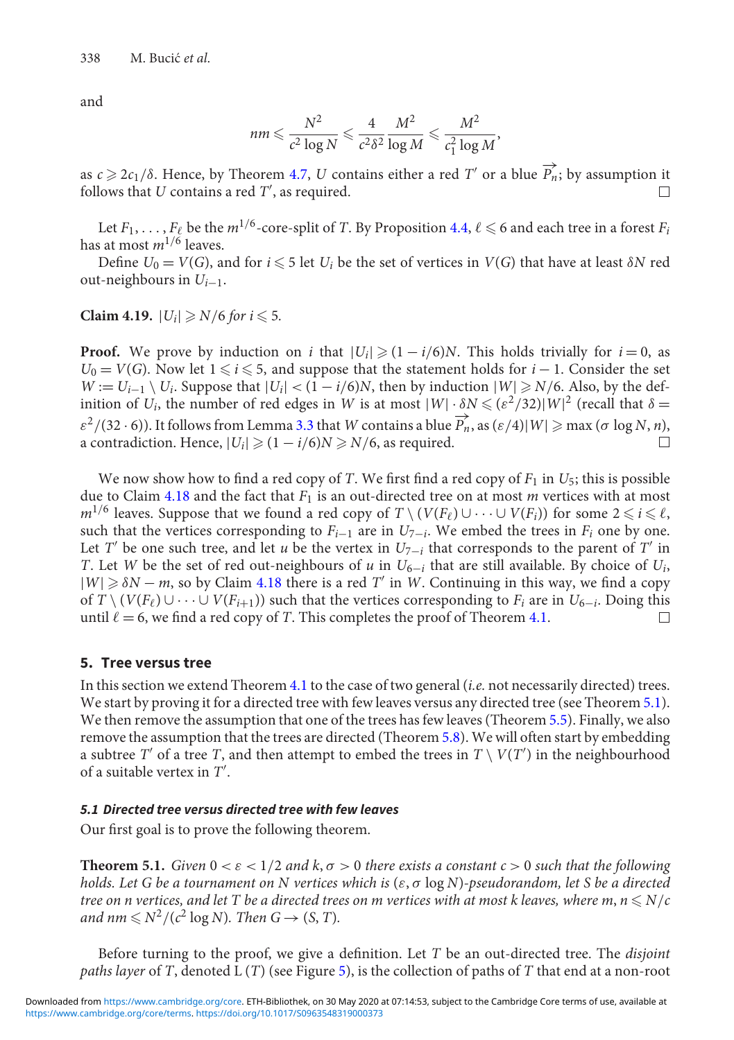and

$$nm \leqslant \frac{N^2}{c^2 \log N} \leqslant \frac{4}{c^2\delta^2} \frac{M^2}{\log M} \leqslant \frac{M^2}{c_1^2 \log M},$$

as $c \geqslant 2c_1/\delta$. Hence, by Theorem 4.7, $U$ contains either a red $T'$ or a blue $\overrightarrow{P_n}$; by assumption it follows that $U$ contains a red $T'$, as required. □

Let $F_1, \ldots, F_\ell$ be the $m^{1/6}$-core-split of $T$. By Proposition 4.4, $\ell \leqslant 6$ and each tree in a forest $F_i$ has at most $m^{1/6}$ leaves.

Define $U_0 = V(G)$, and for $i \leqslant 5$ let $U_i$ be the set of vertices in $V(G)$ that have at least $\delta N$ red out-neighbours in $U_{i-1}$.

**Claim 4.19.** *$|U_i| \geqslant N/6$ for $i \leqslant 5$.*

**Proof.** We prove by induction on $i$ that $|U_i| \geqslant (1 - i/6)N$. This holds trivially for $i = 0$, as $U_0 = V(G)$. Now let $1 \leqslant i \leqslant 5$, and suppose that the statement holds for $i - 1$. Consider the set $W := U_{i-1} \setminus U_i$. Suppose that $|U_i| < (1 - i/6)N$, then by induction $|W| \geqslant N/6$. Also, by the definition of $U_i$, the number of red edges in $W$ is at most $|W| \cdot \delta N \leqslant (\varepsilon^2/32)|W|^2$ (recall that $\delta = \varepsilon^2/(32 \cdot 6)$). It follows from Lemma 3.3 that $W$ contains a blue $\overrightarrow{P_n}$, as $(\varepsilon/4)|W| \geqslant \max(\sigma \log N, n)$, a contradiction. Hence, $|U_i| \geqslant (1 - i/6)N \geqslant N/6$, as required. □

We now show how to find a red copy of $T$. We first find a red copy of $F_1$ in $U_5$; this is possible due to Claim 4.18 and the fact that $F_1$ is an out-directed tree on at most $m$ vertices with at most $m^{1/6}$ leaves. Suppose that we found a red copy of $T \setminus (V(F_\ell) \cup \cdots \cup V(F_i))$ for some $2 \leqslant i \leqslant \ell$, such that the vertices corresponding to $F_{i-1}$ are in $U_{7-i}$. We embed the trees in $F_i$ one by one. Let $T'$ be one such tree, and let $u$ be the vertex in $U_{7-i}$ that corresponds to the parent of $T'$ in $T$. Let $W$ be the set of red out-neighbours of $u$ in $U_{6-i}$ that are still available. By choice of $U_i$, $|W| \geqslant \delta N - m$, so by Claim 4.18 there is a red $T'$ in $W$. Continuing in this way, we find a copy of $T \setminus (V(F_\ell) \cup \cdots \cup V(F_{i+1}))$ such that the vertices corresponding to $F_i$ are in $U_{6-i}$. Doing this until $\ell = 6$, we find a red copy of $T$. This completes the proof of Theorem 4.1. □

## 5. Tree versus tree

In this section we extend Theorem 4.1 to the case of two general (*i.e.* not necessarily directed) trees. We start by proving it for a directed tree with few leaves versus any directed tree (see Theorem 5.1). We then remove the assumption that one of the trees has few leaves (Theorem 5.5). Finally, we also remove the assumption that the trees are directed (Theorem 5.8). We will often start by embedding a subtree $T'$ of a tree $T$, and then attempt to embed the trees in $T \setminus V(T')$ in the neighbourhood of a suitable vertex in $T'$.

### *5.1 Directed tree versus directed tree with few leaves*

Our first goal is to prove the following theorem.

**Theorem 5.1.** *Given $0 < \varepsilon < 1/2$ and $k, \sigma > 0$ there exists a constant $c > 0$ such that the following holds. Let $G$ be a tournament on $N$ vertices which is $(\varepsilon, \sigma \log N)$-pseudorandom, let $S$ be a directed tree on $n$ vertices, and let $T$ be a directed trees on $m$ vertices with at most $k$ leaves, where $m, n \leqslant N/c$ and $nm \leqslant N^2/(c^2 \log N)$. Then $G \rightarrow (S, T)$.*

Before turning to the proof, we give a definition. Let $T$ be an out-directed tree. The *disjoint paths layer* of $T$, denoted $\mathrm{L}(T)$ (see Figure 5), is the collection of paths of $T$ that end at a non-root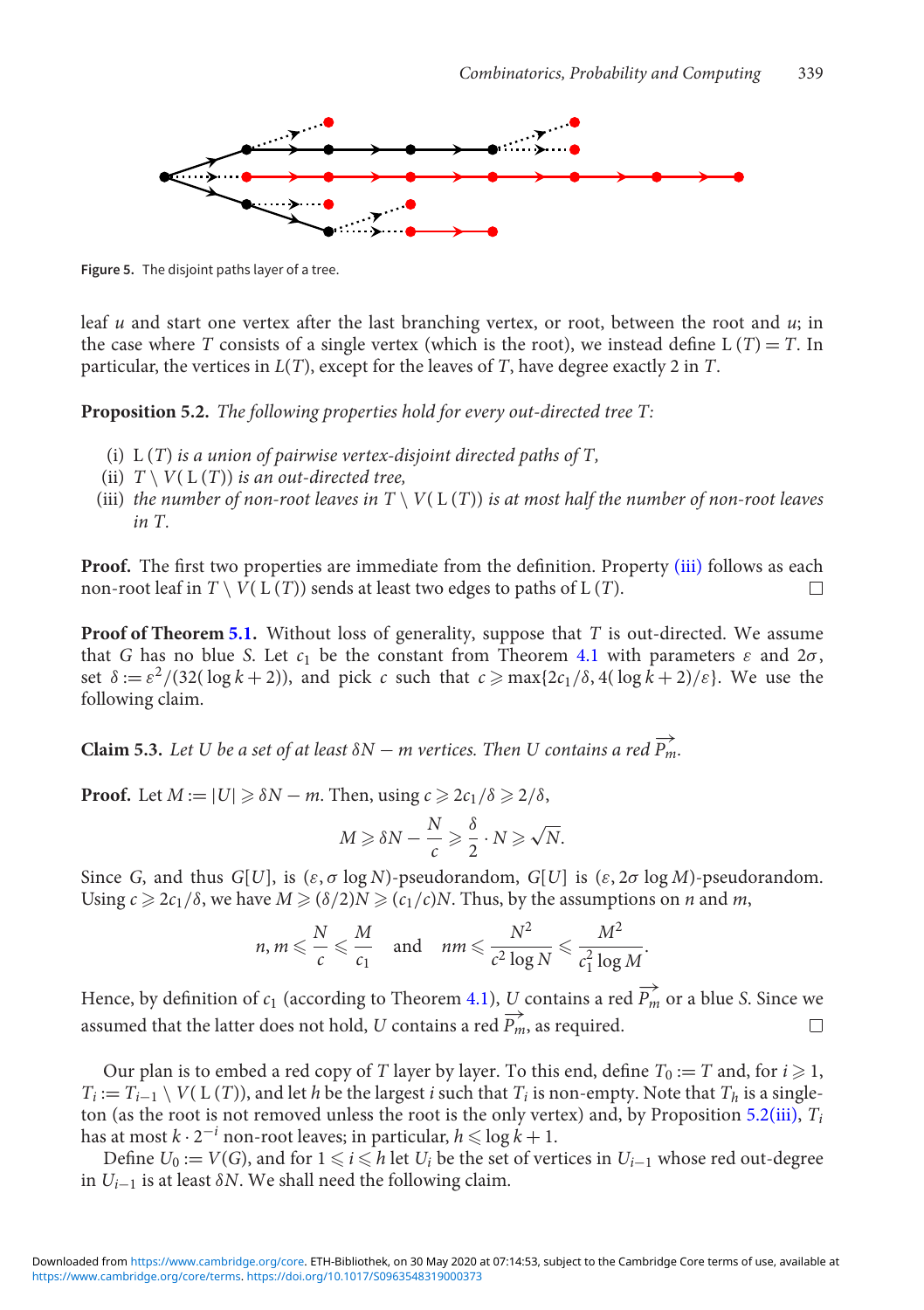Figure 5. The disjoint paths layer of a tree.

leaf $u$ and start one vertex after the last branching vertex, or root, between the root and $u$; in the case where $T$ consists of a single vertex (which is the root), we instead define $\mathrm{L}(T) = T$. In particular, the vertices in $L(T)$, except for the leaves of $T$, have degree exactly 2 in $T$.

**Proposition 5.2.** *The following properties hold for every out-directed tree $T$:*

(i) *$\mathrm{L}(T)$ is a union of pairwise vertex-disjoint directed paths of $T$,*
(ii) *$T \setminus V(\mathrm{L}(T))$ is an out-directed tree,*
(iii) *the number of non-root leaves in $T \setminus V(\mathrm{L}(T))$ is at most half the number of non-root leaves in $T$.*

**Proof.** The first two properties are immediate from the definition. Property (iii) follows as each non-root leaf in $T \setminus V(\mathrm{L}(T))$ sends at least two edges to paths of $\mathrm{L}(T)$. $\square$

**Proof of Theorem 5.1.** Without loss of generality, suppose that $T$ is out-directed. We assume that $G$ has no blue $S$. Let $c_1$ be the constant from Theorem 4.1 with parameters $\varepsilon$ and $2\sigma$, set $\delta := \varepsilon^2/(32(\log k + 2))$, and pick $c$ such that $c \geqslant \max\{2c_1/\delta, 4(\log k + 2)/\varepsilon\}$. We use the following claim.

**Claim 5.3.** *Let $U$ be a set of at least $\delta N - m$ vertices. Then $U$ contains a red $\overrightarrow{P_m}$.*

**Proof.** Let $M := |U| \geqslant \delta N - m$. Then, using $c \geqslant 2c_1/\delta \geqslant 2/\delta$,

$$M \geqslant \delta N - \frac{N}{c} \geqslant \frac{\delta}{2} \cdot N \geqslant \sqrt{N}.$$

Since $G$, and thus $G[U]$, is $(\varepsilon, \sigma \log N)$-pseudorandom, $G[U]$ is $(\varepsilon, 2\sigma \log M)$-pseudorandom. Using $c \geqslant 2c_1/\delta$, we have $M \geqslant (\delta/2)N \geqslant (c_1/c)N$. Thus, by the assumptions on $n$ and $m$,

$$n, m \leqslant \frac{N}{c} \leqslant \frac{M}{c_1} \quad \text{and} \quad nm \leqslant \frac{N^2}{c^2 \log N} \leqslant \frac{M^2}{c_1^2 \log M}.$$

Hence, by definition of $c_1$ (according to Theorem 4.1), $U$ contains a red $\overrightarrow{P_m}$ or a blue $S$. Since we assumed that the latter does not hold, $U$ contains a red $\overrightarrow{P_m}$, as required. $\square$

Our plan is to embed a red copy of $T$ layer by layer. To this end, define $T_0 := T$ and, for $i \geqslant 1$, $T_i := T_{i-1} \setminus V(\mathrm{L}(T))$, and let $h$ be the largest $i$ such that $T_i$ is non-empty. Note that $T_h$ is a singleton (as the root is not removed unless the root is the only vertex) and, by Proposition 5.2(iii), $T_i$ has at most $k \cdot 2^{-i}$ non-root leaves; in particular, $h \leqslant \log k + 1$.

Define $U_0 := V(G)$, and for $1 \leqslant i \leqslant h$ let $U_i$ be the set of vertices in $U_{i-1}$ whose red out-degree in $U_{i-1}$ is at least $\delta N$. We shall need the following claim.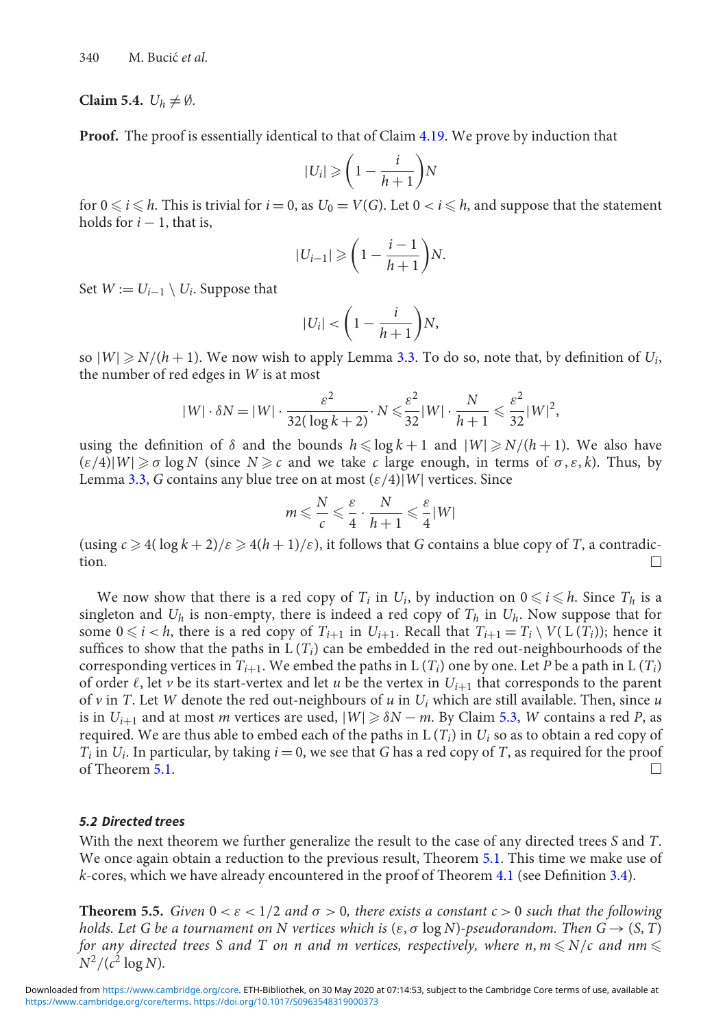**Claim 5.4.** $U_h \neq \emptyset$.

**Proof.** The proof is essentially identical to that of Claim 4.19. We prove by induction that

$$|U_i| \geqslant \left(1 - \frac{i}{h+1}\right)N$$

for $0 \leqslant i \leqslant h$. This is trivial for $i = 0$, as $U_0 = V(G)$. Let $0 < i \leqslant h$, and suppose that the statement holds for $i - 1$, that is,

$$|U_{i-1}| \geqslant \left(1 - \frac{i-1}{h+1}\right)N.$$

Set $W := U_{i-1} \setminus U_i$. Suppose that

$$|U_i| < \left(1 - \frac{i}{h+1}\right)N,$$

so $|W| \geqslant N/(h+1)$. We now wish to apply Lemma 3.3. To do so, note that, by definition of $U_i$, the number of red edges in $W$ is at most

$$|W| \cdot \delta N = |W| \cdot \frac{\varepsilon^2}{32(\log k + 2)} \cdot N \leqslant \frac{\varepsilon^2}{32}|W| \cdot \frac{N}{h+1} \leqslant \frac{\varepsilon^2}{32}|W|^2,$$

using the definition of $\delta$ and the bounds $h \leqslant \log k + 1$ and $|W| \geqslant N/(h+1)$. We also have $(\varepsilon/4)|W| \geqslant \sigma \log N$ (since $N \geqslant c$ and we take $c$ large enough, in terms of $\sigma, \varepsilon, k$). Thus, by Lemma 3.3, $G$ contains any blue tree on at most $(\varepsilon/4)|W|$ vertices. Since

$$m \leqslant \frac{N}{c} \leqslant \frac{\varepsilon}{4} \cdot \frac{N}{h+1} \leqslant \frac{\varepsilon}{4}|W|$$

(using $c \geqslant 4(\log k + 2)/\varepsilon \geqslant 4(h+1)/\varepsilon$), it follows that $G$ contains a blue copy of $T$, a contradiction. $\square$

We now show that there is a red copy of $T_i$ in $U_i$, by induction on $0 \leqslant i \leqslant h$. Since $T_h$ is a singleton and $U_h$ is non-empty, there is indeed a red copy of $T_h$ in $U_h$. Now suppose that for some $0 \leqslant i < h$, there is a red copy of $T_{i+1}$ in $U_{i+1}$. Recall that $T_{i+1} = T_i \setminus V(\mathrm{L}(T_i))$; hence it suffices to show that the paths in $\mathrm{L}(T_i)$ can be embedded in the red out-neighbourhoods of the corresponding vertices in $T_{i+1}$. We embed the paths in $\mathrm{L}(T_i)$ one by one. Let $P$ be a path in $\mathrm{L}(T_i)$ of order $\ell$, let $v$ be its start-vertex and let $u$ be the vertex in $U_{i+1}$ that corresponds to the parent of $v$ in $T$. Let $W$ denote the red out-neighbours of $u$ in $U_i$ which are still available. Then, since $u$ is in $U_{i+1}$ and at most $m$ vertices are used, $|W| \geqslant \delta N - m$. By Claim 5.3, $W$ contains a red $P$, as required. We are thus able to embed each of the paths in $\mathrm{L}(T_i)$ in $U_i$ so as to obtain a red copy of $T_i$ in $U_i$. In particular, by taking $i = 0$, we see that $G$ has a red copy of $T$, as required for the proof of Theorem 5.1. $\square$

### 5.2 Directed trees

With the next theorem we further generalize the result to the case of any directed trees $S$ and $T$. We once again obtain a reduction to the previous result, Theorem 5.1. This time we make use of $k$-cores, which we have already encountered in the proof of Theorem 4.1 (see Definition 3.4).

**Theorem 5.5.** *Given $0 < \varepsilon < 1/2$ and $\sigma > 0$, there exists a constant $c > 0$ such that the following holds. Let $G$ be a tournament on $N$ vertices which is $(\varepsilon, \sigma \log N)$-pseudorandom. Then $G \to (S, T)$ for any directed trees $S$ and $T$ on $n$ and $m$ vertices, respectively, where $n, m \leqslant N/c$ and $nm \leqslant N^2/(c^2 \log N)$.*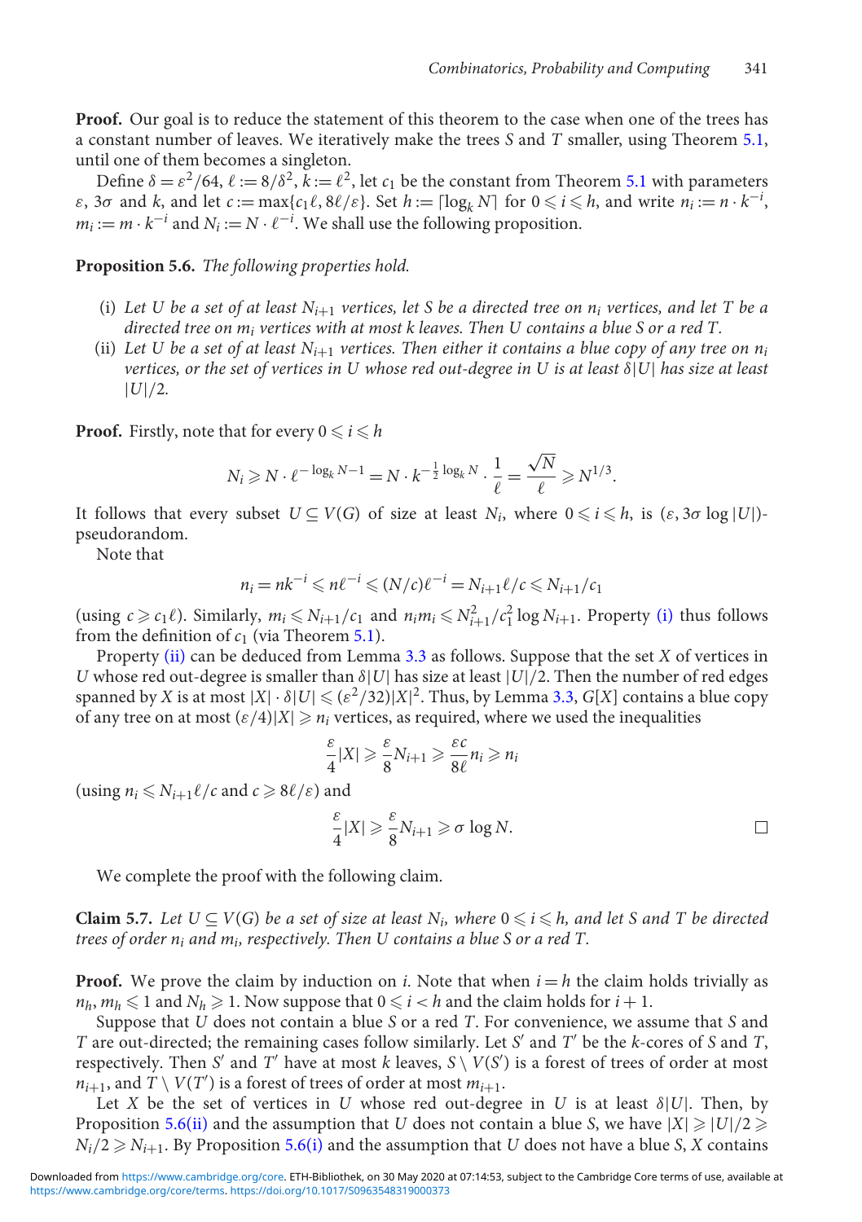**Proof.** Our goal is to reduce the statement of this theorem to the case when one of the trees has a constant number of leaves. We iteratively make the trees $S$ and $T$ smaller, using Theorem 5.1, until one of them becomes a singleton.

Define $\delta = \varepsilon^2/64$, $\ell := 8/\delta^2$, $k := \ell^2$, let $c_1$ be the constant from Theorem 5.1 with parameters $\varepsilon$, $3\sigma$ and $k$, and let $c := \max\{c_1\ell, 8\ell/\varepsilon\}$. Set $h := \lceil \log_k N \rceil$ for $0 \leqslant i \leqslant h$, and write $n_i := n \cdot k^{-i}$, $m_i := m \cdot k^{-i}$ and $N_i := N \cdot \ell^{-i}$. We shall use the following proposition.

**Proposition 5.6.** *The following properties hold.*

- (i) *Let $U$ be a set of at least $N_{i+1}$ vertices, let $S$ be a directed tree on $n_i$ vertices, and let $T$ be a directed tree on $m_i$ vertices with at most $k$ leaves. Then $U$ contains a blue $S$ or a red $T$.*
- (ii) *Let $U$ be a set of at least $N_{i+1}$ vertices. Then either it contains a blue copy of any tree on $n_i$ vertices, or the set of vertices in $U$ whose red out-degree in $U$ is at least $\delta|U|$ has size at least $|U|/2$.*

**Proof.** Firstly, note that for every $0 \leqslant i \leqslant h$

$$N_i \geqslant N \cdot \ell^{-\log_k N - 1} = N \cdot k^{-\frac{1}{2}\log_k N} \cdot \frac{1}{\ell} = \frac{\sqrt{N}}{\ell} \geqslant N^{1/3}.$$

It follows that every subset $U \subseteq V(G)$ of size at least $N_i$, where $0 \leqslant i \leqslant h$, is $(\varepsilon, 3\sigma \log |U|)$-pseudorandom.

Note that

$$n_i = nk^{-i} \leqslant n\ell^{-i} \leqslant (N/c)\ell^{-i} = N_{i+1}\ell/c \leqslant N_{i+1}/c_1$$

(using $c \geqslant c_1\ell$). Similarly, $m_i \leqslant N_{i+1}/c_1$ and $n_i m_i \leqslant N_{i+1}^2/c_1^2 \log N_{i+1}$. Property (i) thus follows from the definition of $c_1$ (via Theorem 5.1).

Property (ii) can be deduced from Lemma 3.3 as follows. Suppose that the set $X$ of vertices in $U$ whose red out-degree is smaller than $\delta|U|$ has size at least $|U|/2$. Then the number of red edges spanned by $X$ is at most $|X| \cdot \delta|U| \leqslant (\varepsilon^2/32)|X|^2$. Thus, by Lemma 3.3, $G[X]$ contains a blue copy of any tree on at most $(\varepsilon/4)|X| \geqslant n_i$ vertices, as required, where we used the inequalities

$$\frac{\varepsilon}{4}|X| \geqslant \frac{\varepsilon}{8}N_{i+1} \geqslant \frac{\varepsilon c}{8\ell}n_i \geqslant n_i$$

(using $n_i \leqslant N_{i+1}\ell/c$ and $c \geqslant 8\ell/\varepsilon$) and

$$\frac{\varepsilon}{4}|X| \geqslant \frac{\varepsilon}{8}N_{i+1} \geqslant \sigma \log N.$$

□

We complete the proof with the following claim.

**Claim 5.7.** *Let $U \subseteq V(G)$ be a set of size at least $N_i$, where $0 \leqslant i \leqslant h$, and let $S$ and $T$ be directed trees of order $n_i$ and $m_i$, respectively. Then $U$ contains a blue $S$ or a red $T$.*

**Proof.** We prove the claim by induction on $i$. Note that when $i = h$ the claim holds trivially as $n_h, m_h \leqslant 1$ and $N_h \geqslant 1$. Now suppose that $0 \leqslant i < h$ and the claim holds for $i + 1$.

Suppose that $U$ does not contain a blue $S$ or a red $T$. For convenience, we assume that $S$ and $T$ are out-directed; the remaining cases follow similarly. Let $S'$ and $T'$ be the $k$-cores of $S$ and $T$, respectively. Then $S'$ and $T'$ have at most $k$ leaves, $S \setminus V(S')$ is a forest of trees of order at most $n_{i+1}$, and $T \setminus V(T')$ is a forest of trees of order at most $m_{i+1}$.

Let $X$ be the set of vertices in $U$ whose red out-degree in $U$ is at least $\delta|U|$. Then, by Proposition 5.6(ii) and the assumption that $U$ does not contain a blue $S$, we have $|X| \geqslant |U|/2 \geqslant N_i/2 \geqslant N_{i+1}$. By Proposition 5.6(i) and the assumption that $U$ does not have a blue $S$, $X$ contains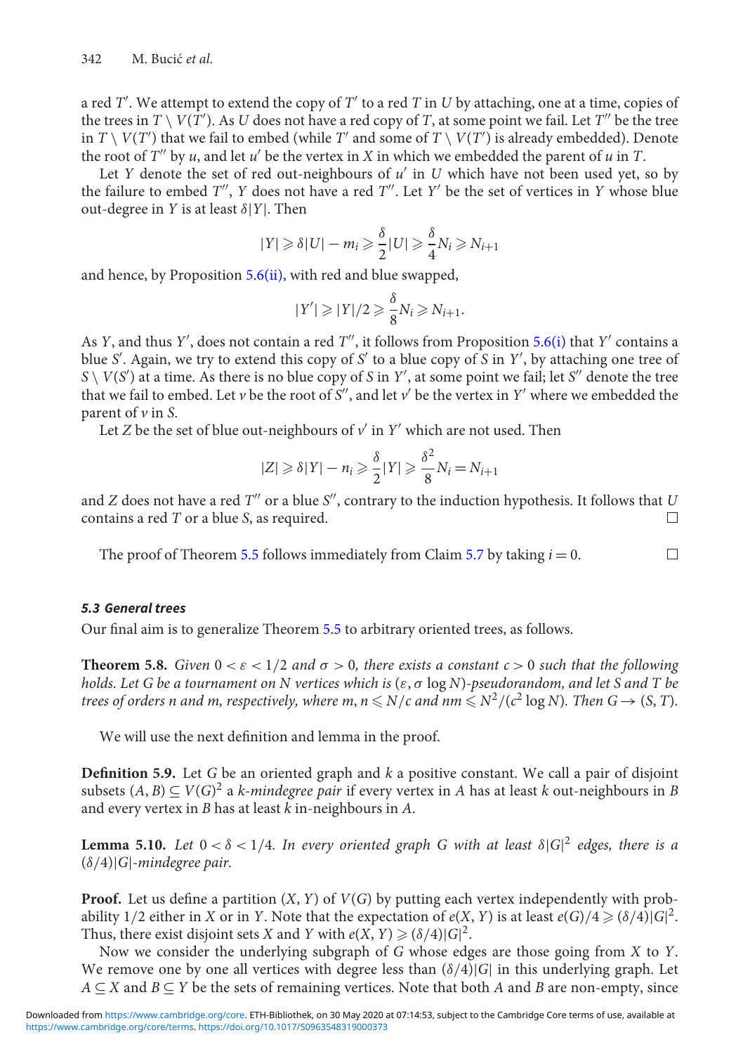a red $T'$. We attempt to extend the copy of $T'$ to a red $T$ in $U$ by attaching, one at a time, copies of the trees in $T \setminus V(T')$. As $U$ does not have a red copy of $T$, at some point we fail. Let $T''$ be the tree in $T \setminus V(T')$ that we fail to embed (while $T'$ and some of $T \setminus V(T')$ is already embedded). Denote the root of $T''$ by $u$, and let $u'$ be the vertex in $X$ in which we embedded the parent of $u$ in $T$.

Let $Y$ denote the set of red out-neighbours of $u'$ in $U$ which have not been used yet, so by the failure to embed $T''$, $Y$ does not have a red $T''$. Let $Y'$ be the set of vertices in $Y$ whose blue out-degree in $Y$ is at least $\delta|Y|$. Then

$$|Y| \geqslant \delta|U| - m_i \geqslant \frac{\delta}{2}|U| \geqslant \frac{\delta}{4}N_i \geqslant N_{i+1}$$

and hence, by Proposition 5.6(ii), with red and blue swapped,

$$|Y'| \geqslant |Y|/2 \geqslant \frac{\delta}{8}N_i \geqslant N_{i+1}.$$

As $Y$, and thus $Y'$, does not contain a red $T''$, it follows from Proposition 5.6(i) that $Y'$ contains a blue $S'$. Again, we try to extend this copy of $S'$ to a blue copy of $S$ in $Y'$, by attaching one tree of $S \setminus V(S')$ at a time. As there is no blue copy of $S$ in $Y'$, at some point we fail; let $S''$ denote the tree that we fail to embed. Let $v$ be the root of $S''$, and let $v'$ be the vertex in $Y'$ where we embedded the parent of $v$ in $S$.

Let $Z$ be the set of blue out-neighbours of $v'$ in $Y'$ which are not used. Then

$$|Z| \geqslant \delta|Y| - n_i \geqslant \frac{\delta}{2}|Y| \geqslant \frac{\delta^2}{8}N_i = N_{i+1}$$

and $Z$ does not have a red $T''$ or a blue $S''$, contrary to the induction hypothesis. It follows that $U$ contains a red $T$ or a blue $S$, as required. □

The proof of Theorem 5.5 follows immediately from Claim 5.7 by taking $i = 0$. □

### *5.3 General trees*

Our final aim is to generalize Theorem 5.5 to arbitrary oriented trees, as follows.

**Theorem 5.8.** *Given $0 < \varepsilon < 1/2$ and $\sigma > 0$, there exists a constant $c > 0$ such that the following holds. Let $G$ be a tournament on $N$ vertices which is $(\varepsilon, \sigma \log N)$-pseudorandom, and let $S$ and $T$ be trees of orders $n$ and $m$, respectively, where $m, n \leqslant N/c$ and $nm \leqslant N^2/(c^2 \log N)$. Then $G \to (S, T)$.*

We will use the next definition and lemma in the proof.

**Definition 5.9.** Let $G$ be an oriented graph and $k$ a positive constant. We call a pair of disjoint subsets $(A, B) \subseteq V(G)^2$ a *$k$-mindegree pair* if every vertex in $A$ has at least $k$ out-neighbours in $B$ and every vertex in $B$ has at least $k$ in-neighbours in $A$.

**Lemma 5.10.** *Let $0 < \delta < 1/4$. In every oriented graph $G$ with at least $\delta|G|^2$ edges, there is a $(\delta/4)|G|$-mindegree pair.*

**Proof.** Let us define a partition $(X, Y)$ of $V(G)$ by putting each vertex independently with probability $1/2$ either in $X$ or in $Y$. Note that the expectation of $e(X, Y)$ is at least $e(G)/4 \geqslant (\delta/4)|G|^2$. Thus, there exist disjoint sets $X$ and $Y$ with $e(X, Y) \geqslant (\delta/4)|G|^2$.

Now we consider the underlying subgraph of $G$ whose edges are those going from $X$ to $Y$. We remove one by one all vertices with degree less than $(\delta/4)|G|$ in this underlying graph. Let $A \subseteq X$ and $B \subseteq Y$ be the sets of remaining vertices. Note that both $A$ and $B$ are non-empty, since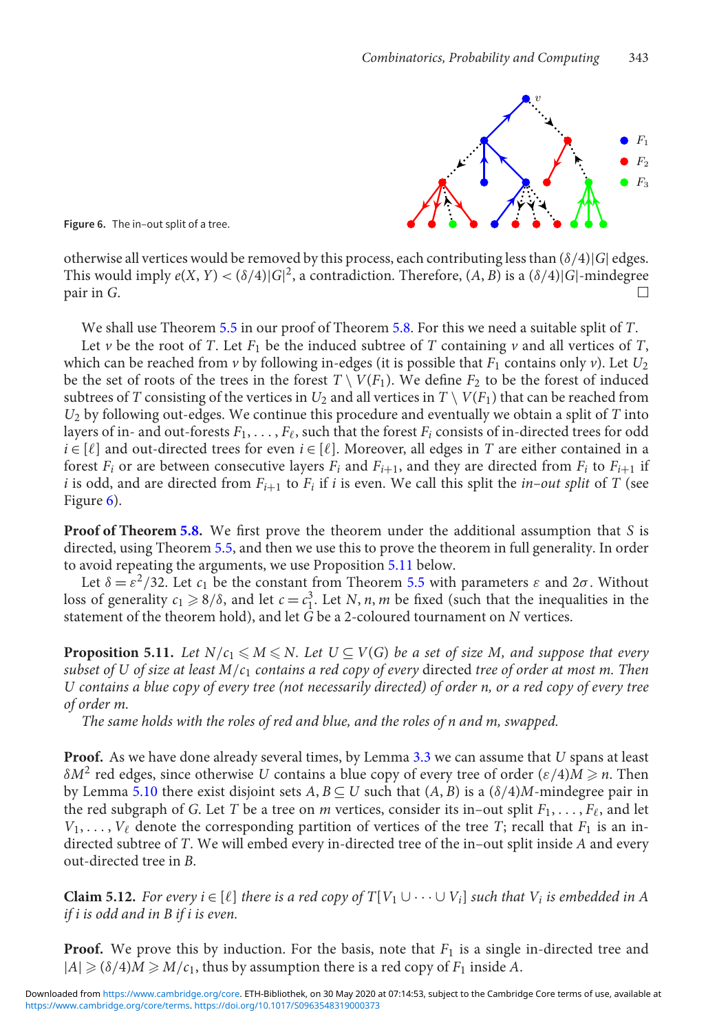**Figure 6.** The in–out split of a tree.

otherwise all vertices would be removed by this process, each contributing less than $(\delta/4)|G|$ edges. This would imply $e(X, Y) < (\delta/4)|G|^2$, a contradiction. Therefore, $(A, B)$ is a $(\delta/4)|G|$-mindegree pair in $G$. □

We shall use Theorem 5.5 in our proof of Theorem 5.8. For this we need a suitable split of $T$.

Let $v$ be the root of $T$. Let $F_1$ be the induced subtree of $T$ containing $v$ and all vertices of $T$, which can be reached from $v$ by following in-edges (it is possible that $F_1$ contains only $v$). Let $U_2$ be the set of roots of the trees in the forest $T \setminus V(F_1)$. We define $F_2$ to be the forest of induced subtrees of $T$ consisting of the vertices in $U_2$ and all vertices in $T \setminus V(F_1)$ that can be reached from $U_2$ by following out-edges. We continue this procedure and eventually we obtain a split of $T$ into layers of in- and out-forests $F_1, \ldots, F_\ell$, such that the forest $F_i$ consists of in-directed trees for odd $i \in [\ell]$ and out-directed trees for even $i \in [\ell]$. Moreover, all edges in $T$ are either contained in a forest $F_i$ or are between consecutive layers $F_i$ and $F_{i+1}$, and they are directed from $F_i$ to $F_{i+1}$ if $i$ is odd, and are directed from $F_{i+1}$ to $F_i$ if $i$ is even. We call this split the *in–out split* of $T$ (see Figure 6).

**Proof of Theorem 5.8.** We first prove the theorem under the additional assumption that $S$ is directed, using Theorem 5.5, and then we use this to prove the theorem in full generality. In order to avoid repeating the arguments, we use Proposition 5.11 below.

Let $\delta = \varepsilon^2/32$. Let $c_1$ be the constant from Theorem 5.5 with parameters $\varepsilon$ and $2\sigma$. Without loss of generality $c_1 \geqslant 8/\delta$, and let $c = c_1^3$. Let $N, n, m$ be fixed (such that the inequalities in the statement of the theorem hold), and let $G$ be a 2-coloured tournament on $N$ vertices.

**Proposition 5.11.** *Let $N/c_1 \leqslant M \leqslant N$. Let $U \subseteq V(G)$ be a set of size $M$, and suppose that every subset of $U$ of size at least $M/c_1$ contains a red copy of every* directed *tree of order at most $m$. Then $U$ contains a blue copy of every tree (not necessarily directed) of order $n$, or a red copy of every tree of order $m$.*

*The same holds with the roles of red and blue, and the roles of $n$ and $m$, swapped.*

**Proof.** As we have done already several times, by Lemma 3.3 we can assume that $U$ spans at least $\delta M^2$ red edges, since otherwise $U$ contains a blue copy of every tree of order $(\varepsilon/4)M \geqslant n$. Then by Lemma 5.10 there exist disjoint sets $A, B \subseteq U$ such that $(A, B)$ is a $(\delta/4)M$-mindegree pair in the red subgraph of $G$. Let $T$ be a tree on $m$ vertices, consider its in–out split $F_1, \ldots, F_\ell$, and let $V_1, \ldots, V_\ell$ denote the corresponding partition of vertices of the tree $T$; recall that $F_1$ is an in-directed subtree of $T$. We will embed every in-directed tree of the in–out split inside $A$ and every out-directed tree in $B$.

**Claim 5.12.** *For every $i \in [\ell]$ there is a red copy of $T[V_1 \cup \cdots \cup V_i]$ such that $V_i$ is embedded in $A$ if $i$ is odd and in $B$ if $i$ is even.*

**Proof.** We prove this by induction. For the basis, note that $F_1$ is a single in-directed tree and $|A| \geqslant (\delta/4)M \geqslant M/c_1$, thus by assumption there is a red copy of $F_1$ inside $A$.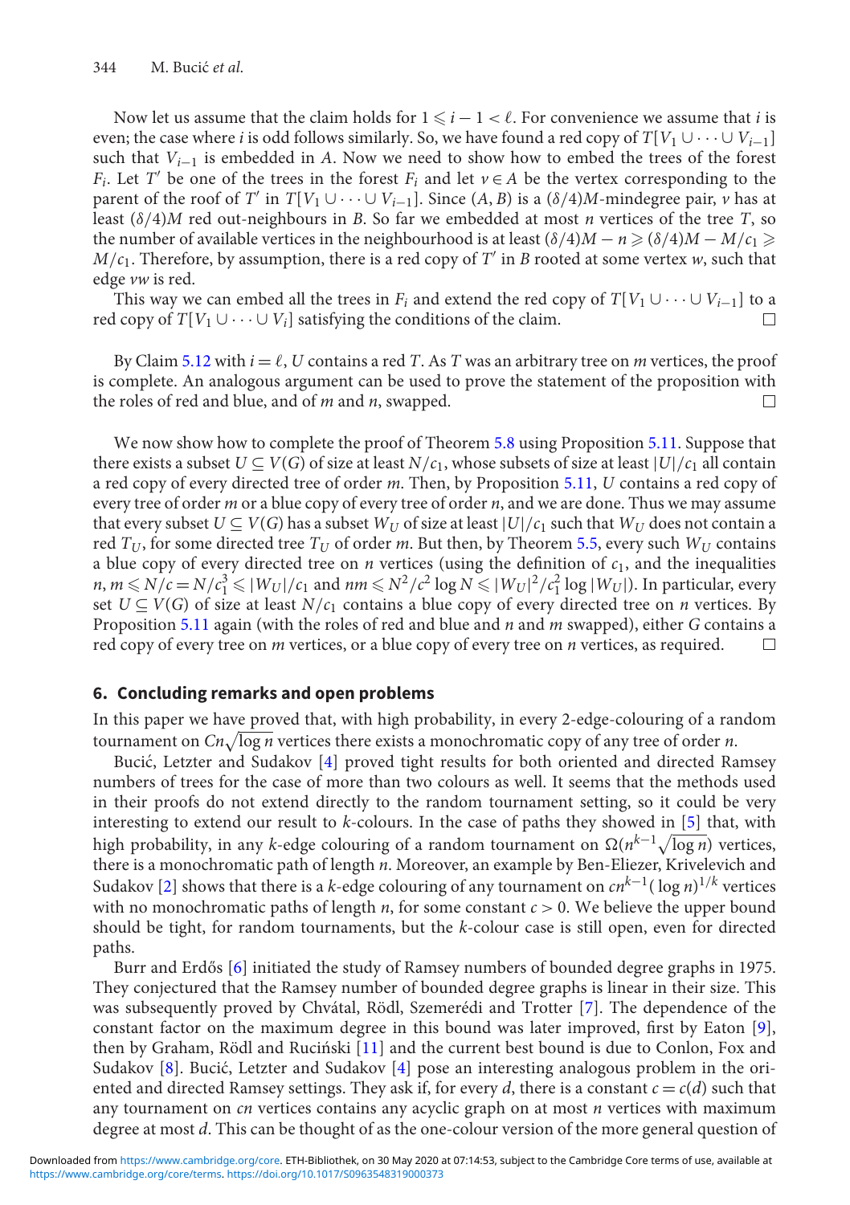Now let us assume that the claim holds for $1 \leqslant i-1 < \ell$. For convenience we assume that $i$ is even; the case where $i$ is odd follows similarly. So, we have found a red copy of $T[V_1 \cup \cdots \cup V_{i-1}]$ such that $V_{i-1}$ is embedded in $A$. Now we need to show how to embed the trees of the forest $F_i$. Let $T'$ be one of the trees in the forest $F_i$ and let $v \in A$ be the vertex corresponding to the parent of the roof of $T'$ in $T[V_1 \cup \cdots \cup V_{i-1}]$. Since $(A, B)$ is a $(\delta/4)M$-mindegree pair, $v$ has at least $(\delta/4)M$ red out-neighbours in $B$. So far we embedded at most $n$ vertices of the tree $T$, so the number of available vertices in the neighbourhood is at least $(\delta/4)M - n \geqslant (\delta/4)M - M/c_1 \geqslant M/c_1$. Therefore, by assumption, there is a red copy of $T'$ in $B$ rooted at some vertex $w$, such that edge $vw$ is red.

This way we can embed all the trees in $F_i$ and extend the red copy of $T[V_1 \cup \cdots \cup V_{i-1}]$ to a red copy of $T[V_1 \cup \cdots \cup V_i]$ satisfying the conditions of the claim. □

By Claim 5.12 with $i = \ell$, $U$ contains a red $T$. As $T$ was an arbitrary tree on $m$ vertices, the proof is complete. An analogous argument can be used to prove the statement of the proposition with the roles of red and blue, and of $m$ and $n$, swapped. □

We now show how to complete the proof of Theorem 5.8 using Proposition 5.11. Suppose that there exists a subset $U \subseteq V(G)$ of size at least $N/c_1$, whose subsets of size at least $|U|/c_1$ all contain a red copy of every directed tree of order $m$. Then, by Proposition 5.11, $U$ contains a red copy of every tree of order $m$ or a blue copy of every tree of order $n$, and we are done. Thus we may assume that every subset $U \subseteq V(G)$ has a subset $W_U$ of size at least $|U|/c_1$ such that $W_U$ does not contain a red $T_U$, for some directed tree $T_U$ of order $m$. But then, by Theorem 5.5, every such $W_U$ contains a blue copy of every directed tree on $n$ vertices (using the definition of $c_1$, and the inequalities $n, m \leqslant N/c = N/c_1^3 \leqslant |W_U|/c_1$ and $nm \leqslant N^2/c^2 \log N \leqslant |W_U|^2/c_1^2 \log |W_U|$). In particular, every set $U \subseteq V(G)$ of size at least $N/c_1$ contains a blue copy of every directed tree on $n$ vertices. By Proposition 5.11 again (with the roles of red and blue and $n$ and $m$ swapped), either $G$ contains a red copy of every tree on $m$ vertices, or a blue copy of every tree on $n$ vertices, as required. □

## 6. Concluding remarks and open problems

In this paper we have proved that, with high probability, in every 2-edge-colouring of a random tournament on $Cn\sqrt{\log n}$ vertices there exists a monochromatic copy of any tree of order $n$.

Bucić, Letzter and Sudakov [4] proved tight results for both oriented and directed Ramsey numbers of trees for the case of more than two colours as well. It seems that the methods used in their proofs do not extend directly to the random tournament setting, so it could be very interesting to extend our result to $k$-colours. In the case of paths they showed in [5] that, with high probability, in any $k$-edge colouring of a random tournament on $\Omega(n^{k-1}\sqrt{\log n})$ vertices, there is a monochromatic path of length $n$. Moreover, an example by Ben-Eliezer, Krivelevich and Sudakov [2] shows that there is a $k$-edge colouring of any tournament on $cn^{k-1}(\log n)^{1/k}$ vertices with no monochromatic paths of length $n$, for some constant $c > 0$. We believe the upper bound should be tight, for random tournaments, but the $k$-colour case is still open, even for directed paths.

Burr and Erdős [6] initiated the study of Ramsey numbers of bounded degree graphs in 1975. They conjectured that the Ramsey number of bounded degree graphs is linear in their size. This was subsequently proved by Chvátal, Rödl, Szemerédi and Trotter [7]. The dependence of the constant factor on the maximum degree in this bound was later improved, first by Eaton [9], then by Graham, Rödl and Ruciński [11] and the current best bound is due to Conlon, Fox and Sudakov [8]. Bucić, Letzter and Sudakov [4] pose an interesting analogous problem in the oriented and directed Ramsey settings. They ask if, for every $d$, there is a constant $c = c(d)$ such that any tournament on $cn$ vertices contains any acyclic graph on at most $n$ vertices with maximum degree at most $d$. This can be thought of as the one-colour version of the more general question of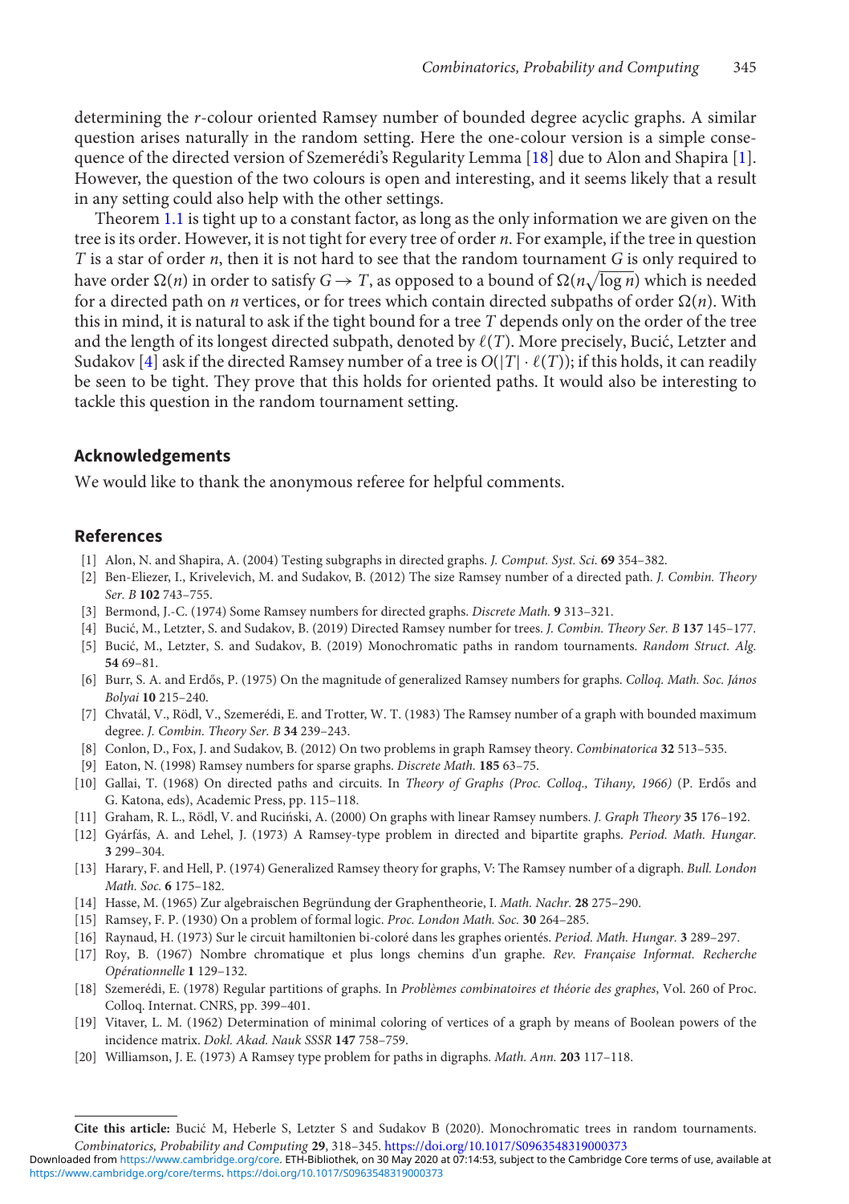determining the $r$-colour oriented Ramsey number of bounded degree acyclic graphs. A similar question arises naturally in the random setting. Here the one-colour version is a simple consequence of the directed version of Szemerédi's Regularity Lemma [18] due to Alon and Shapira [1]. However, the question of the two colours is open and interesting, and it seems likely that a result in any setting could also help with the other settings.

Theorem 1.1 is tight up to a constant factor, as long as the only information we are given on the tree is its order. However, it is not tight for every tree of order $n$. For example, if the tree in question $T$ is a star of order $n$, then it is not hard to see that the random tournament $G$ is only required to have order $\Omega(n)$ in order to satisfy $G \to T$, as opposed to a bound of $\Omega(n\sqrt{\log n})$ which is needed for a directed path on $n$ vertices, or for trees which contain directed subpaths of order $\Omega(n)$. With this in mind, it is natural to ask if the tight bound for a tree $T$ depends only on the order of the tree and the length of its longest directed subpath, denoted by $\ell(T)$. More precisely, Bucić, Letzter and Sudakov [4] ask if the directed Ramsey number of a tree is $O(|T| \cdot \ell(T))$; if this holds, it can readily be seen to be tight. They prove that this holds for oriented paths. It would also be interesting to tackle this question in the random tournament setting.

## Acknowledgements

We would like to thank the anonymous referee for helpful comments.

## References

[1] Alon, N. and Shapira, A. (2004) Testing subgraphs in directed graphs. *J. Comput. Syst. Sci.* **69** 354–382.

[2] Ben-Eliezer, I., Krivelevich, M. and Sudakov, B. (2012) The size Ramsey number of a directed path. *J. Combin. Theory Ser. B* **102** 743–755.

[3] Bermond, J.-C. (1974) Some Ramsey numbers for directed graphs. *Discrete Math.* **9** 313–321.

[4] Bucić, M., Letzter, S. and Sudakov, B. (2019) Directed Ramsey number for trees. *J. Combin. Theory Ser. B* **137** 145–177.

[5] Bucić, M., Letzter, S. and Sudakov, B. (2019) Monochromatic paths in random tournaments. *Random Struct. Alg.* **54** 69–81.

[6] Burr, S. A. and Erdős, P. (1975) On the magnitude of generalized Ramsey numbers for graphs. *Colloq. Math. Soc. János Bolyai* **10** 215–240.

[7] Chvatál, V., Rödl, V., Szemerédi, E. and Trotter, W. T. (1983) The Ramsey number of a graph with bounded maximum degree. *J. Combin. Theory Ser. B* **34** 239–243.

[8] Conlon, D., Fox, J. and Sudakov, B. (2012) On two problems in graph Ramsey theory. *Combinatorica* **32** 513–535.

[9] Eaton, N. (1998) Ramsey numbers for sparse graphs. *Discrete Math.* **185** 63–75.

[10] Gallai, T. (1968) On directed paths and circuits. In *Theory of Graphs (Proc. Colloq., Tihany, 1966)* (P. Erdős and G. Katona, eds), Academic Press, pp. 115–118.

[11] Graham, R. L., Rödl, V. and Ruciński, A. (2000) On graphs with linear Ramsey numbers. *J. Graph Theory* **35** 176–192.

[12] Gyárfás, A. and Lehel, J. (1973) A Ramsey-type problem in directed and bipartite graphs. *Period. Math. Hungar.* **3** 299–304.

[13] Harary, F. and Hell, P. (1974) Generalized Ramsey theory for graphs, V: The Ramsey number of a digraph. *Bull. London Math. Soc.* **6** 175–182.

[14] Hasse, M. (1965) Zur algebraischen Begründung der Graphentheorie, I. *Math. Nachr.* **28** 275–290.

[15] Ramsey, F. P. (1930) On a problem of formal logic. *Proc. London Math. Soc.* **30** 264–285.

[16] Raynaud, H. (1973) Sur le circuit hamiltonien bi-coloré dans les graphes orientés. *Period. Math. Hungar.* **3** 289–297.

[17] Roy, B. (1967) Nombre chromatique et plus longs chemins d'un graphe. *Rev. Française Informat. Recherche Opérationnelle* **1** 129–132.

[18] Szemerédi, E. (1978) Regular partitions of graphs. In *Problèmes combinatoires et théorie des graphes*, Vol. 260 of Proc. Colloq. Internat. CNRS, pp. 399–401.

[19] Vitaver, L. M. (1962) Determination of minimal coloring of vertices of a graph by means of Boolean powers of the incidence matrix. *Dokl. Akad. Nauk SSSR* **147** 758–759.

[20] Williamson, J. E. (1973) A Ramsey type problem for paths in digraphs. *Math. Ann.* **203** 117–118.

**Cite this article:** Bucić M, Heberle S, Letzter S and Sudakov B (2020). Monochromatic trees in random tournaments. *Combinatorics, Probability and Computing* **29**, 318–345. https://doi.org/10.1017/S0963548319000373